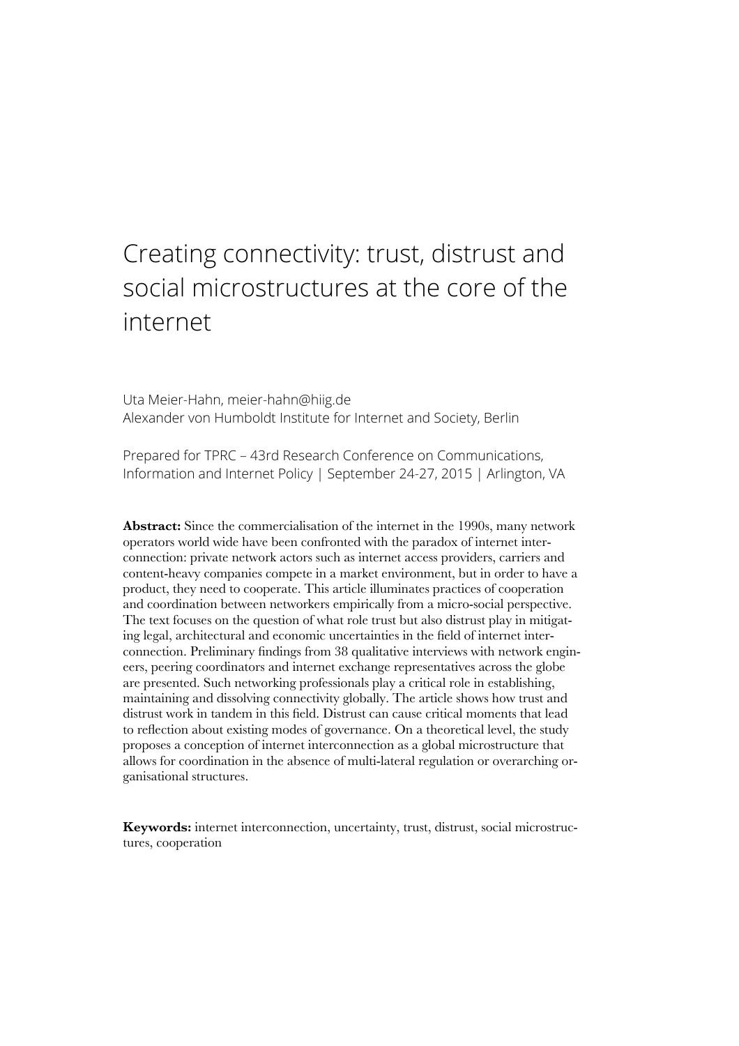# Creating connectivity: trust, distrust and social microstructures at the core of the internet

Uta Meier-Hahn, meier-hahn@hiig.de
Alexander von Humboldt Institute for Internet and Society, Berlin

Prepared for TPRC – 43rd Research Conference on Communications, Information and Internet Policy | September 24-27, 2015 | Arlington, VA

**Abstract:** Since the commercialisation of the internet in the 1990s, many network operators world wide have been confronted with the paradox of internet interconnection: private network actors such as internet access providers, carriers and content-heavy companies compete in a market environment, but in order to have a product, they need to cooperate. This article illuminates practices of cooperation and coordination between networkers empirically from a micro-social perspective. The text focuses on the question of what role trust but also distrust play in mitigating legal, architectural and economic uncertainties in the field of internet interconnection. Preliminary findings from 38 qualitative interviews with network engineers, peering coordinators and internet exchange representatives across the globe are presented. Such networking professionals play a critical role in establishing, maintaining and dissolving connectivity globally. The article shows how trust and distrust work in tandem in this field. Distrust can cause critical moments that lead to reflection about existing modes of governance. On a theoretical level, the study proposes a conception of internet interconnection as a global microstructure that allows for coordination in the absence of multi-lateral regulation or overarching organisational structures.

**Keywords:** internet interconnection, uncertainty, trust, distrust, social microstructures, cooperation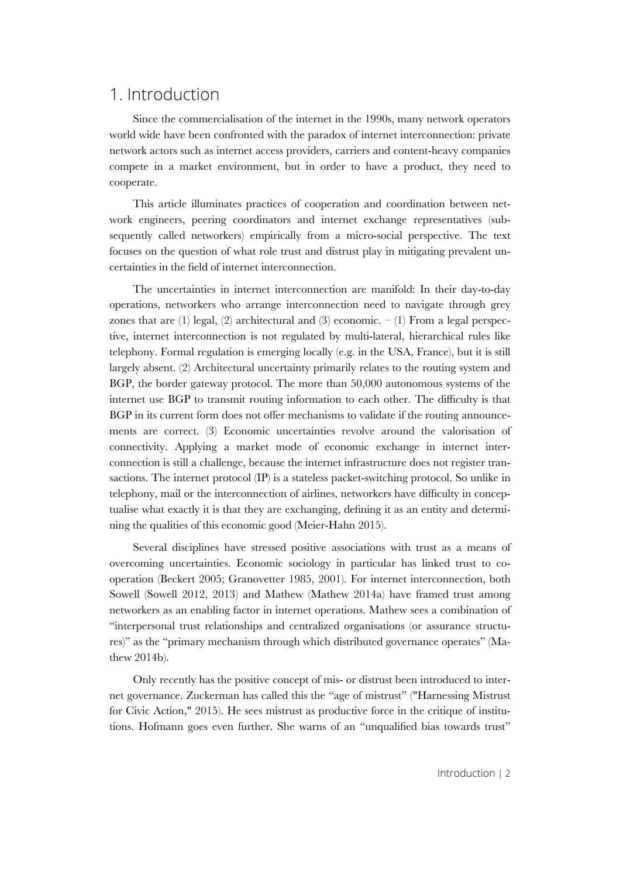# 1. Introduction

Since the commercialisation of the internet in the 1990s, many network operators world wide have been confronted with the paradox of internet interconnection: private network actors such as internet access providers, carriers and content-heavy companies compete in a market environment, but in order to have a product, they need to cooperate.

This article illuminates practices of cooperation and coordination between network engineers, peering coordinators and internet exchange representatives (subsequently called networkers) empirically from a micro-social perspective. The text focuses on the question of what role trust and distrust play in mitigating prevalent uncertainties in the field of internet interconnection.

The uncertainties in internet interconnection are manifold: In their day-to-day operations, networkers who arrange interconnection need to navigate through grey zones that are (1) legal, (2) architectural and (3) economic. – (1) From a legal perspective, internet interconnection is not regulated by multi-lateral, hierarchical rules like telephony. Formal regulation is emerging locally (e.g. in the USA, France), but it is still largely absent. (2) Architectural uncertainty primarily relates to the routing system and BGP, the border gateway protocol. The more than 50,000 autonomous systems of the internet use BGP to transmit routing information to each other. The difficulty is that BGP in its current form does not offer mechanisms to validate if the routing announcements are correct. (3) Economic uncertainties revolve around the valorisation of connectivity. Applying a market mode of economic exchange in internet interconnection is still a challenge, because the internet infrastructure does not register transactions. The internet protocol (IP) is a stateless packet-switching protocol. So unlike in telephony, mail or the interconnection of airlines, networkers have difficulty in conceptualise what exactly it is that they are exchanging, defining it as an entity and determining the qualities of this economic good (Meier-Hahn 2015).

Several disciplines have stressed positive associations with trust as a means of overcoming uncertainties. Economic sociology in particular has linked trust to cooperation (Beckert 2005; Granovetter 1985, 2001). For internet interconnection, both Sowell (Sowell 2012, 2013) and Mathew (Mathew 2014a) have framed trust among networkers as an enabling factor in internet operations. Mathew sees a combination of "interpersonal trust relationships and centralized organisations (or assurance structures)" as the "primary mechanism through which distributed governance operates" (Mathew 2014b).

Only recently has the positive concept of mis- or distrust been introduced to internet governance. Zuckerman has called this the "age of mistrust" ("Harnessing Mistrust for Civic Action," 2015). He sees mistrust as productive force in the critique of institutions. Hofmann goes even further. She warns of an "unqualified bias towards trust"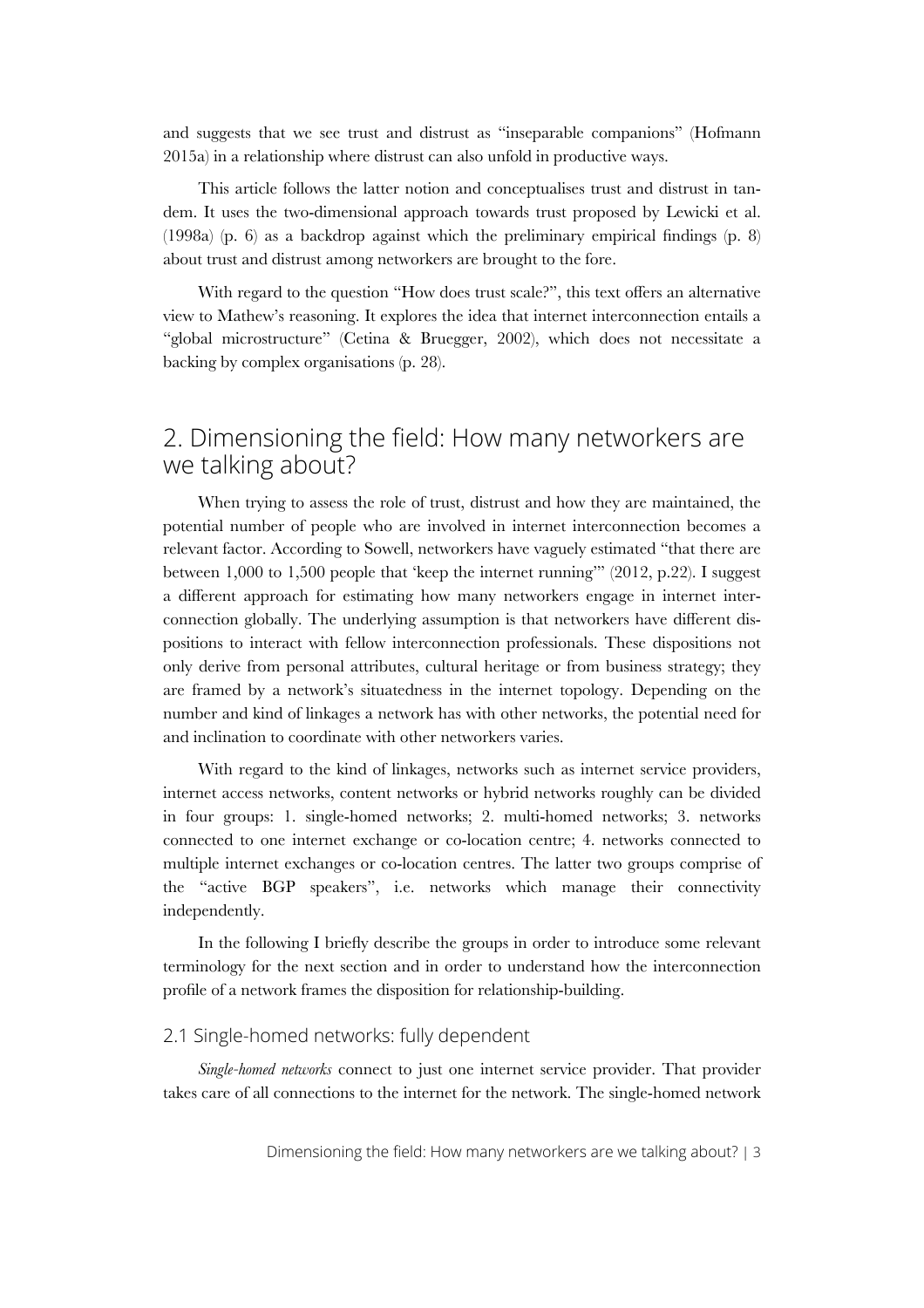and suggests that we see trust and distrust as "inseparable companions" (Hofmann 2015a) in a relationship where distrust can also unfold in productive ways.

This article follows the latter notion and conceptualises trust and distrust in tandem. It uses the two-dimensional approach towards trust proposed by Lewicki et al. (1998a) (p. 6) as a backdrop against which the preliminary empirical findings (p. 8) about trust and distrust among networkers are brought to the fore.

With regard to the question "How does trust scale?", this text offers an alternative view to Mathew's reasoning. It explores the idea that internet interconnection entails a "global microstructure" (Cetina & Bruegger, 2002), which does not necessitate a backing by complex organisations (p. 28).

## 2. Dimensioning the field: How many networkers are we talking about?

When trying to assess the role of trust, distrust and how they are maintained, the potential number of people who are involved in internet interconnection becomes a relevant factor. According to Sowell, networkers have vaguely estimated "that there are between 1,000 to 1,500 people that 'keep the internet running'" (2012, p.22). I suggest a different approach for estimating how many networkers engage in internet interconnection globally. The underlying assumption is that networkers have different dispositions to interact with fellow interconnection professionals. These dispositions not only derive from personal attributes, cultural heritage or from business strategy; they are framed by a network's situatedness in the internet topology. Depending on the number and kind of linkages a network has with other networks, the potential need for and inclination to coordinate with other networkers varies.

With regard to the kind of linkages, networks such as internet service providers, internet access networks, content networks or hybrid networks roughly can be divided in four groups: 1. single-homed networks; 2. multi-homed networks; 3. networks connected to one internet exchange or co-location centre; 4. networks connected to multiple internet exchanges or co-location centres. The latter two groups comprise of the "active BGP speakers", i.e. networks which manage their connectivity independently.

In the following I briefly describe the groups in order to introduce some relevant terminology for the next section and in order to understand how the interconnection profile of a network frames the disposition for relationship-building.

### 2.1 Single-homed networks: fully dependent

*Single-homed networks* connect to just one internet service provider. That provider takes care of all connections to the internet for the network. The single-homed network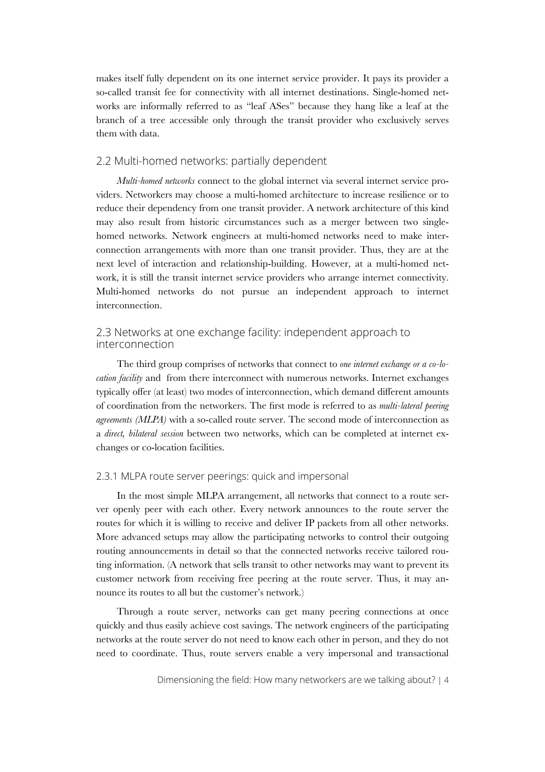makes itself fully dependent on its one internet service provider. It pays its provider a so-called transit fee for connectivity with all internet destinations. Single-homed networks are informally referred to as "leaf ASes" because they hang like a leaf at the branch of a tree accessible only through the transit provider who exclusively serves them with data.

## 2.2 Multi-homed networks: partially dependent

*Multi-homed networks* connect to the global internet via several internet service providers. Networkers may choose a multi-homed architecture to increase resilience or to reduce their dependency from one transit provider. A network architecture of this kind may also result from historic circumstances such as a merger between two single-homed networks. Network engineers at multi-homed networks need to make interconnection arrangements with more than one transit provider. Thus, they are at the next level of interaction and relationship-building. However, at a multi-homed network, it is still the transit internet service providers who arrange internet connectivity. Multi-homed networks do not pursue an independent approach to internet interconnection.

## 2.3 Networks at one exchange facility: independent approach to interconnection

The third group comprises of networks that connect to *one internet exchange or a co-location facility* and from there interconnect with numerous networks. Internet exchanges typically offer (at least) two modes of interconnection, which demand different amounts of coordination from the networkers. The first mode is referred to as *multi-lateral peering agreements (MLPA)* with a so-called route server. The second mode of interconnection as a *direct, bilateral session* between two networks, which can be completed at internet exchanges or co-location facilities.

### 2.3.1 MLPA route server peerings: quick and impersonal

In the most simple MLPA arrangement, all networks that connect to a route server openly peer with each other. Every network announces to the route server the routes for which it is willing to receive and deliver IP packets from all other networks. More advanced setups may allow the participating networks to control their outgoing routing announcements in detail so that the connected networks receive tailored routing information. (A network that sells transit to other networks may want to prevent its customer network from receiving free peering at the route server. Thus, it may announce its routes to all but the customer's network.)

Through a route server, networks can get many peering connections at once quickly and thus easily achieve cost savings. The network engineers of the participating networks at the route server do not need to know each other in person, and they do not need to coordinate. Thus, route servers enable a very impersonal and transactional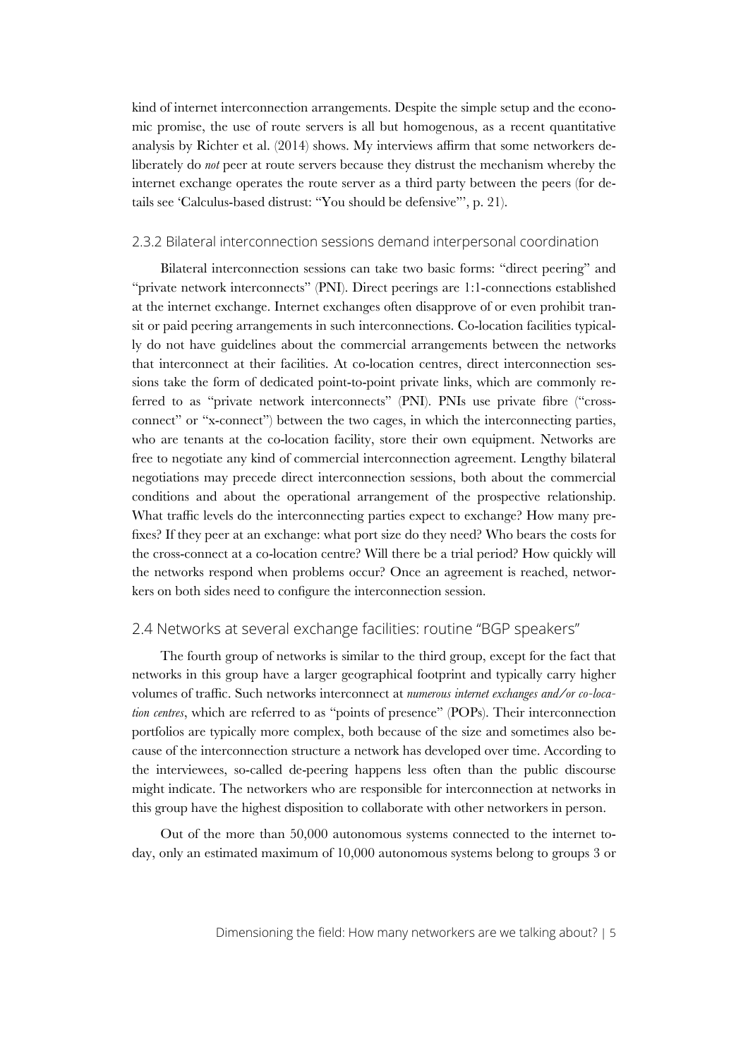kind of internet interconnection arrangements. Despite the simple setup and the economic promise, the use of route servers is all but homogenous, as a recent quantitative analysis by Richter et al. (2014) shows. My interviews affirm that some networkers deliberately do *not* peer at route servers because they distrust the mechanism whereby the internet exchange operates the route server as a third party between the peers (for details see 'Calculus-based distrust: "You should be defensive"', p. 21).

### 2.3.2 Bilateral interconnection sessions demand interpersonal coordination

Bilateral interconnection sessions can take two basic forms: "direct peering" and "private network interconnects" (PNI). Direct peerings are 1:1-connections established at the internet exchange. Internet exchanges often disapprove of or even prohibit transit or paid peering arrangements in such interconnections. Co-location facilities typically do not have guidelines about the commercial arrangements between the networks that interconnect at their facilities. At co-location centres, direct interconnection sessions take the form of dedicated point-to-point private links, which are commonly referred to as "private network interconnects" (PNI). PNIs use private fibre ("cross-connect" or "x-connect") between the two cages, in which the interconnecting parties, who are tenants at the co-location facility, store their own equipment. Networks are free to negotiate any kind of commercial interconnection agreement. Lengthy bilateral negotiations may precede direct interconnection sessions, both about the commercial conditions and about the operational arrangement of the prospective relationship. What traffic levels do the interconnecting parties expect to exchange? How many prefixes? If they peer at an exchange: what port size do they need? Who bears the costs for the cross-connect at a co-location centre? Will there be a trial period? How quickly will the networks respond when problems occur? Once an agreement is reached, networkers on both sides need to configure the interconnection session.

## 2.4 Networks at several exchange facilities: routine "BGP speakers"

The fourth group of networks is similar to the third group, except for the fact that networks in this group have a larger geographical footprint and typically carry higher volumes of traffic. Such networks interconnect at *numerous internet exchanges and/or co-location centres*, which are referred to as "points of presence" (POPs). Their interconnection portfolios are typically more complex, both because of the size and sometimes also because of the interconnection structure a network has developed over time. According to the interviewees, so-called de-peering happens less often than the public discourse might indicate. The networkers who are responsible for interconnection at networks in this group have the highest disposition to collaborate with other networkers in person.

Out of the more than 50,000 autonomous systems connected to the internet today, only an estimated maximum of 10,000 autonomous systems belong to groups 3 or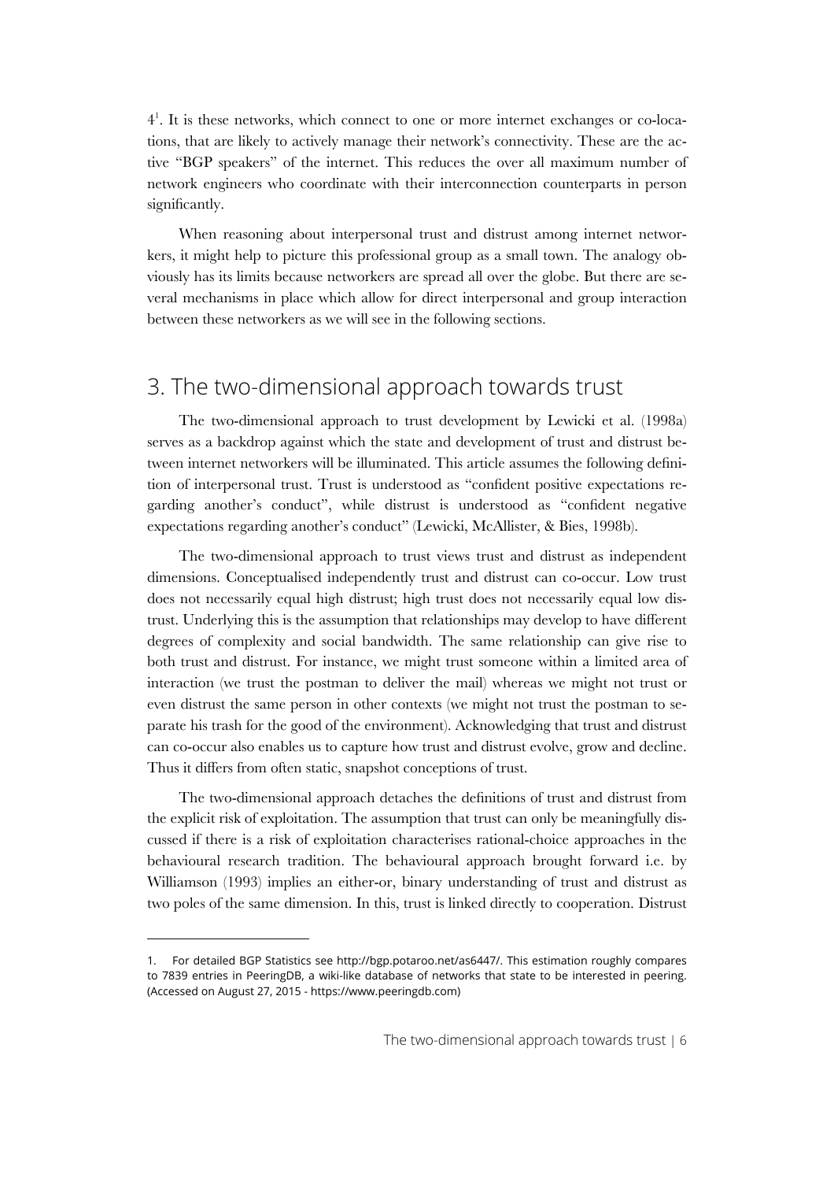4[1]. It is these networks, which connect to one or more internet exchanges or co-locations, that are likely to actively manage their network's connectivity. These are the active "BGP speakers" of the internet. This reduces the over all maximum number of network engineers who coordinate with their interconnection counterparts in person significantly.

When reasoning about interpersonal trust and distrust among internet networkers, it might help to picture this professional group as a small town. The analogy obviously has its limits because networkers are spread all over the globe. But there are several mechanisms in place which allow for direct interpersonal and group interaction between these networkers as we will see in the following sections.

## 3. The two-dimensional approach towards trust

The two-dimensional approach to trust development by Lewicki et al. (1998a) serves as a backdrop against which the state and development of trust and distrust between internet networkers will be illuminated. This article assumes the following definition of interpersonal trust. Trust is understood as "confident positive expectations regarding another's conduct", while distrust is understood as "confident negative expectations regarding another's conduct" (Lewicki, McAllister, & Bies, 1998b).

The two-dimensional approach to trust views trust and distrust as independent dimensions. Conceptualised independently trust and distrust can co-occur. Low trust does not necessarily equal high distrust; high trust does not necessarily equal low distrust. Underlying this is the assumption that relationships may develop to have different degrees of complexity and social bandwidth. The same relationship can give rise to both trust and distrust. For instance, we might trust someone within a limited area of interaction (we trust the postman to deliver the mail) whereas we might not trust or even distrust the same person in other contexts (we might not trust the postman to separate his trash for the good of the environment). Acknowledging that trust and distrust can co-occur also enables us to capture how trust and distrust evolve, grow and decline. Thus it differs from often static, snapshot conceptions of trust.

The two-dimensional approach detaches the definitions of trust and distrust from the explicit risk of exploitation. The assumption that trust can only be meaningfully discussed if there is a risk of exploitation characterises rational-choice approaches in the behavioural research tradition. The behavioural approach brought forward i.e. by Williamson (1993) implies an either-or, binary understanding of trust and distrust as two poles of the same dimension. In this, trust is linked directly to cooperation. Distrust

1. For detailed BGP Statistics see http://bgp.potaroo.net/as6447/. This estimation roughly compares to 7839 entries in PeeringDB, a wiki-like database of networks that state to be interested in peering. (Accessed on August 27, 2015 - https://www.peeringdb.com)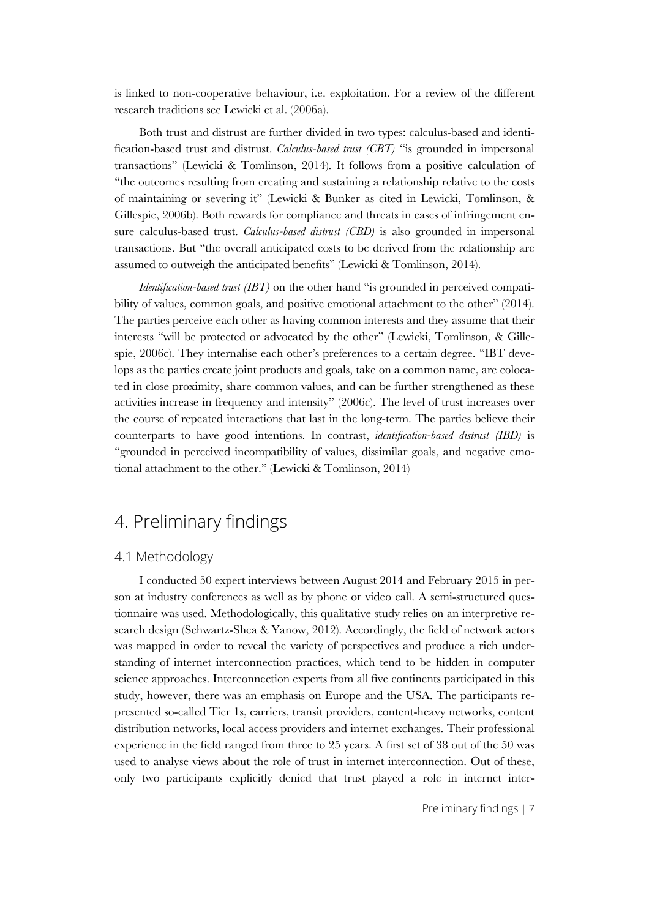is linked to non-cooperative behaviour, i.e. exploitation. For a review of the different research traditions see Lewicki et al. (2006a).

Both trust and distrust are further divided in two types: calculus-based and identification-based trust and distrust. *Calculus-based trust (CBT)* "is grounded in impersonal transactions" (Lewicki & Tomlinson, 2014). It follows from a positive calculation of "the outcomes resulting from creating and sustaining a relationship relative to the costs of maintaining or severing it" (Lewicki & Bunker as cited in Lewicki, Tomlinson, & Gillespie, 2006b). Both rewards for compliance and threats in cases of infringement ensure calculus-based trust. *Calculus-based distrust (CBD)* is also grounded in impersonal transactions. But "the overall anticipated costs to be derived from the relationship are assumed to outweigh the anticipated benefits" (Lewicki & Tomlinson, 2014).

*Identification-based trust (IBT)* on the other hand "is grounded in perceived compatibility of values, common goals, and positive emotional attachment to the other" (2014). The parties perceive each other as having common interests and they assume that their interests "will be protected or advocated by the other" (Lewicki, Tomlinson, & Gillespie, 2006c). They internalise each other's preferences to a certain degree. "IBT develops as the parties create joint products and goals, take on a common name, are colocated in close proximity, share common values, and can be further strengthened as these activities increase in frequency and intensity" (2006c). The level of trust increases over the course of repeated interactions that last in the long-term. The parties believe their counterparts to have good intentions. In contrast, *identification-based distrust (IBD)* is "grounded in perceived incompatibility of values, dissimilar goals, and negative emotional attachment to the other." (Lewicki & Tomlinson, 2014)

# 4. Preliminary findings

## 4.1 Methodology

I conducted 50 expert interviews between August 2014 and February 2015 in person at industry conferences as well as by phone or video call. A semi-structured questionnaire was used. Methodologically, this qualitative study relies on an interpretive research design (Schwartz-Shea & Yanow, 2012). Accordingly, the field of network actors was mapped in order to reveal the variety of perspectives and produce a rich understanding of internet interconnection practices, which tend to be hidden in computer science approaches. Interconnection experts from all five continents participated in this study, however, there was an emphasis on Europe and the USA. The participants represented so-called Tier 1s, carriers, transit providers, content-heavy networks, content distribution networks, local access providers and internet exchanges. Their professional experience in the field ranged from three to 25 years. A first set of 38 out of the 50 was used to analyse views about the role of trust in internet interconnection. Out of these, only two participants explicitly denied that trust played a role in internet inter-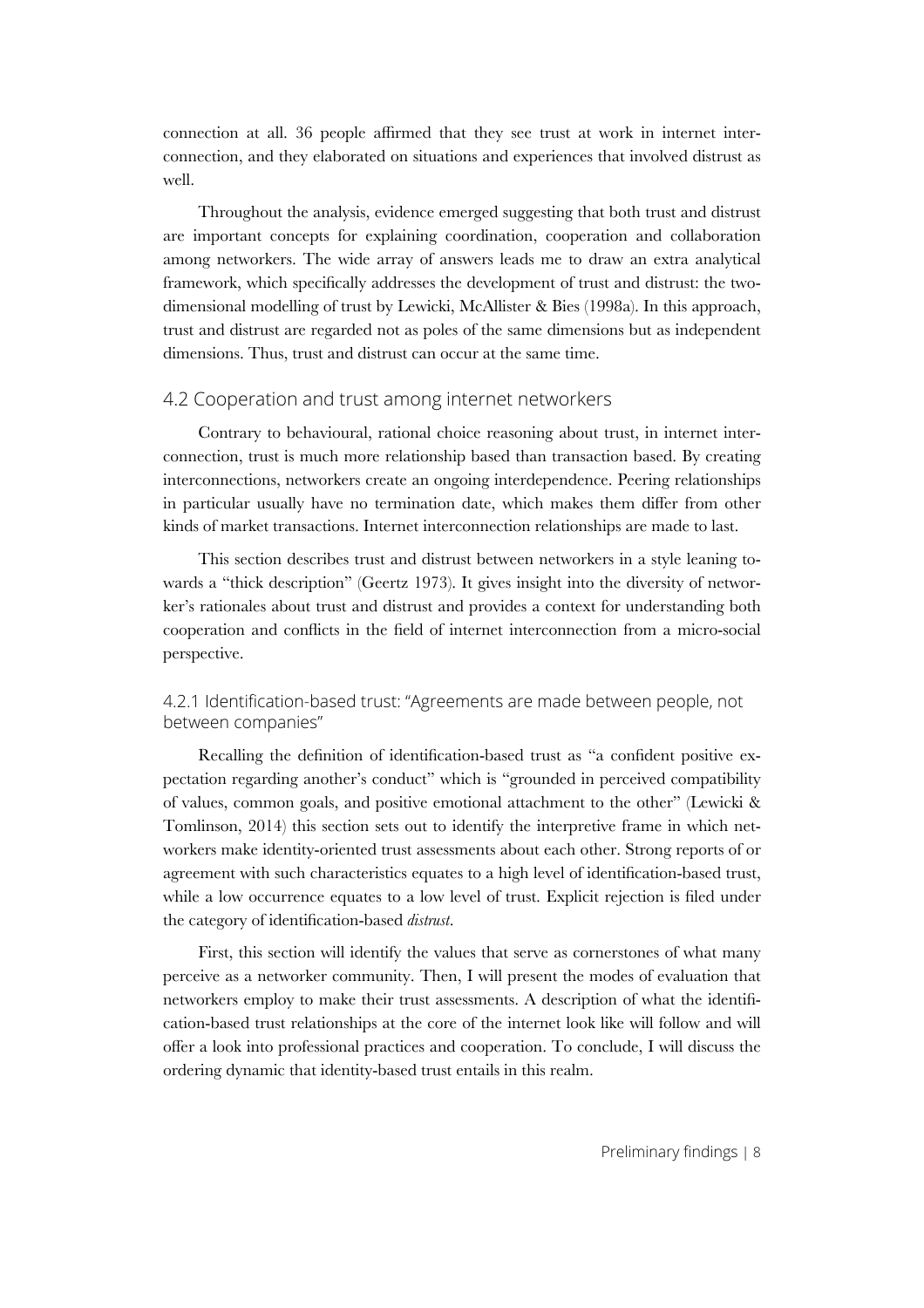connection at all. 36 people affirmed that they see trust at work in internet interconnection, and they elaborated on situations and experiences that involved distrust as well.

Throughout the analysis, evidence emerged suggesting that both trust and distrust are important concepts for explaining coordination, cooperation and collaboration among networkers. The wide array of answers leads me to draw an extra analytical framework, which specifically addresses the development of trust and distrust: the two-dimensional modelling of trust by Lewicki, McAllister & Bies (1998a). In this approach, trust and distrust are regarded not as poles of the same dimensions but as independent dimensions. Thus, trust and distrust can occur at the same time.

## 4.2 Cooperation and trust among internet networkers

Contrary to behavioural, rational choice reasoning about trust, in internet interconnection, trust is much more relationship based than transaction based. By creating interconnections, networkers create an ongoing interdependence. Peering relationships in particular usually have no termination date, which makes them differ from other kinds of market transactions. Internet interconnection relationships are made to last.

This section describes trust and distrust between networkers in a style leaning towards a "thick description" (Geertz 1973). It gives insight into the diversity of networker's rationales about trust and distrust and provides a context for understanding both cooperation and conflicts in the field of internet interconnection from a micro-social perspective.

### 4.2.1 Identification-based trust: "Agreements are made between people, not between companies"

Recalling the definition of identification-based trust as "a confident positive expectation regarding another's conduct" which is "grounded in perceived compatibility of values, common goals, and positive emotional attachment to the other" (Lewicki & Tomlinson, 2014) this section sets out to identify the interpretive frame in which networkers make identity-oriented trust assessments about each other. Strong reports of or agreement with such characteristics equates to a high level of identification-based trust, while a low occurrence equates to a low level of trust. Explicit rejection is filed under the category of identification-based *distrust*.

First, this section will identify the values that serve as cornerstones of what many perceive as a networker community. Then, I will present the modes of evaluation that networkers employ to make their trust assessments. A description of what the identification-based trust relationships at the core of the internet look like will follow and will offer a look into professional practices and cooperation. To conclude, I will discuss the ordering dynamic that identity-based trust entails in this realm.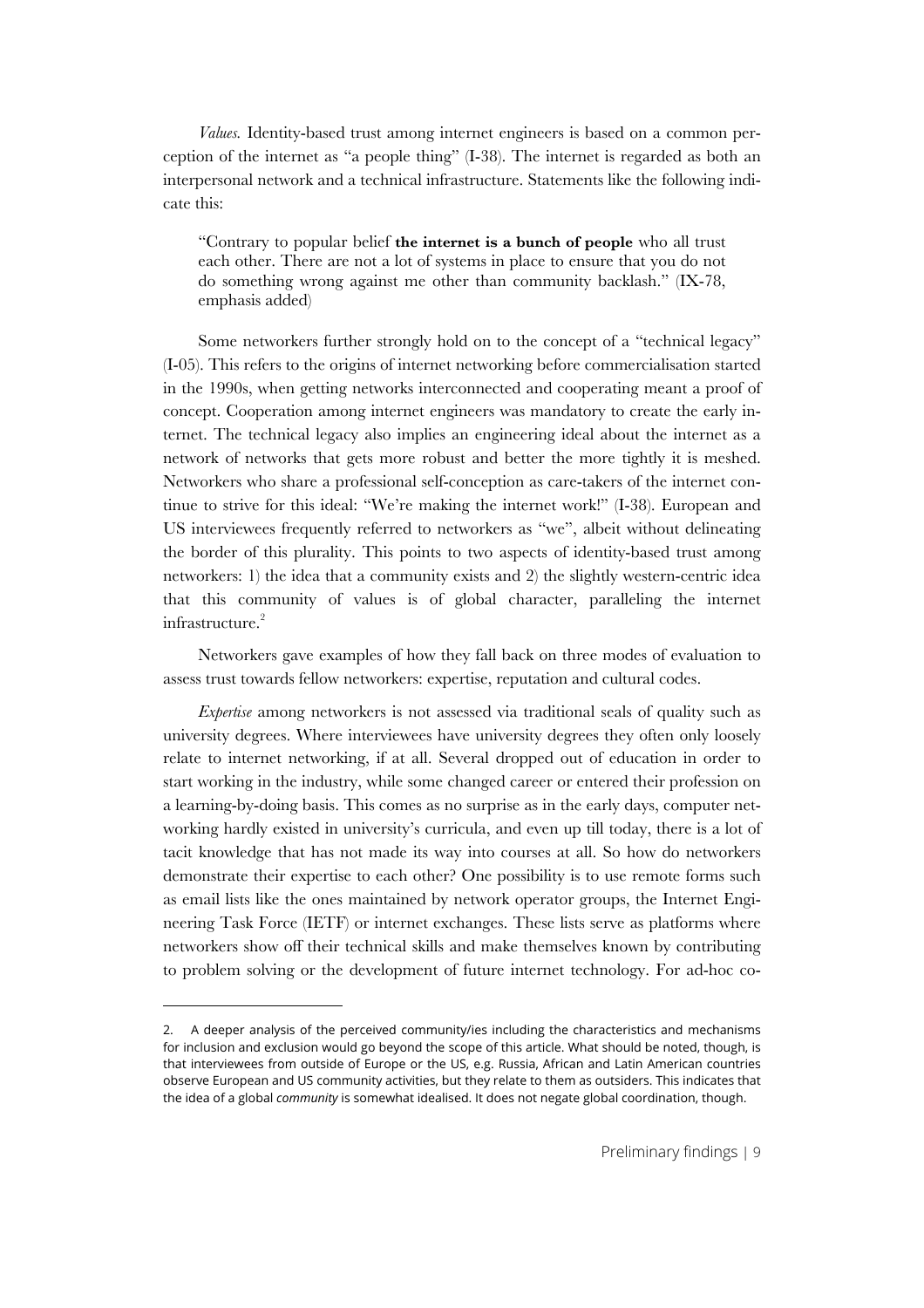*Values.* Identity-based trust among internet engineers is based on a common perception of the internet as "a people thing" (I-38). The internet is regarded as both an interpersonal network and a technical infrastructure. Statements like the following indicate this:

> "Contrary to popular belief **the internet is a bunch of people** who all trust each other. There are not a lot of systems in place to ensure that you do not do something wrong against me other than community backlash." (IX-78, emphasis added)

Some networkers further strongly hold on to the concept of a "technical legacy" (I-05). This refers to the origins of internet networking before commercialisation started in the 1990s, when getting networks interconnected and cooperating meant a proof of concept. Cooperation among internet engineers was mandatory to create the early internet. The technical legacy also implies an engineering ideal about the internet as a network of networks that gets more robust and better the more tightly it is meshed. Networkers who share a professional self-conception as care-takers of the internet continue to strive for this ideal: "We're making the internet work!" (I-38). European and US interviewees frequently referred to networkers as "we", albeit without delineating the border of this plurality. This points to two aspects of identity-based trust among networkers: 1) the idea that a community exists and 2) the slightly western-centric idea that this community of values is of global character, paralleling the internet infrastructure.[2]

Networkers gave examples of how they fall back on three modes of evaluation to assess trust towards fellow networkers: expertise, reputation and cultural codes.

*Expertise* among networkers is not assessed via traditional seals of quality such as university degrees. Where interviewees have university degrees they often only loosely relate to internet networking, if at all. Several dropped out of education in order to start working in the industry, while some changed career or entered their profession on a learning-by-doing basis. This comes as no surprise as in the early days, computer networking hardly existed in university's curricula, and even up till today, there is a lot of tacit knowledge that has not made its way into courses at all. So how do networkers demonstrate their expertise to each other? One possibility is to use remote forms such as email lists like the ones maintained by network operator groups, the Internet Engineering Task Force (IETF) or internet exchanges. These lists serve as platforms where networkers show off their technical skills and make themselves known by contributing to problem solving or the development of future internet technology. For ad-hoc co-

---

2. A deeper analysis of the perceived community/ies including the characteristics and mechanisms for inclusion and exclusion would go beyond the scope of this article. What should be noted, though, is that interviewees from outside of Europe or the US, e.g. Russia, African and Latin American countries observe European and US community activities, but they relate to them as outsiders. This indicates that the idea of a global *community* is somewhat idealised. It does not negate global coordination, though.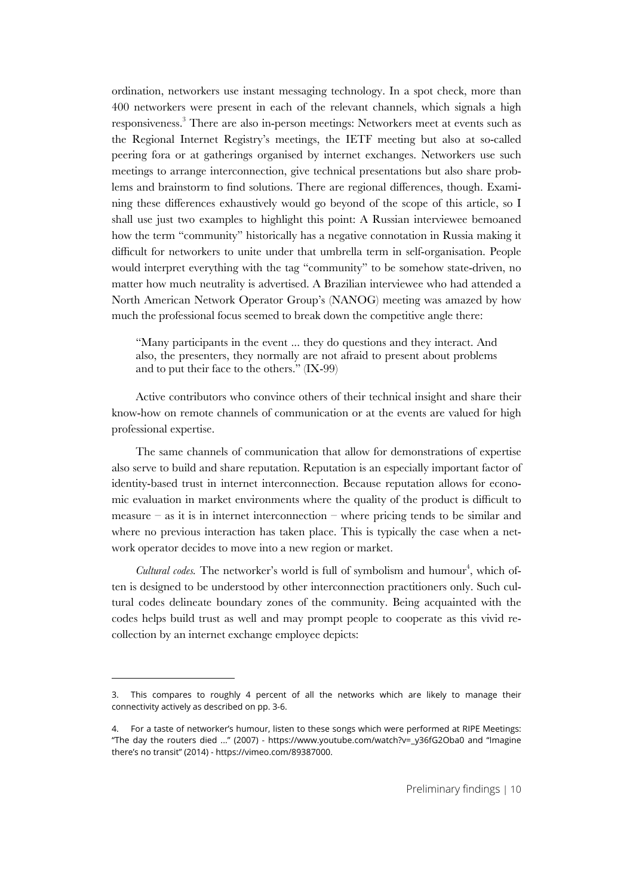ordination, networkers use instant messaging technology. In a spot check, more than 400 networkers were present in each of the relevant channels, which signals a high responsiveness.[3] There are also in-person meetings: Networkers meet at events such as the Regional Internet Registry's meetings, the IETF meeting but also at so-called peering fora or at gatherings organised by internet exchanges. Networkers use such meetings to arrange interconnection, give technical presentations but also share problems and brainstorm to find solutions. There are regional differences, though. Examining these differences exhaustively would go beyond of the scope of this article, so I shall use just two examples to highlight this point: A Russian interviewee bemoaned how the term "community" historically has a negative connotation in Russia making it difficult for networkers to unite under that umbrella term in self-organisation. People would interpret everything with the tag "community" to be somehow state-driven, no matter how much neutrality is advertised. A Brazilian interviewee who had attended a North American Network Operator Group's (NANOG) meeting was amazed by how much the professional focus seemed to break down the competitive angle there:

> "Many participants in the event ... they do questions and they interact. And also, the presenters, they normally are not afraid to present about problems and to put their face to the others." (IX-99)

Active contributors who convince others of their technical insight and share their know-how on remote channels of communication or at the events are valued for high professional expertise.

The same channels of communication that allow for demonstrations of expertise also serve to build and share reputation. Reputation is an especially important factor of identity-based trust in internet interconnection. Because reputation allows for economic evaluation in market environments where the quality of the product is difficult to measure – as it is in internet interconnection – where pricing tends to be similar and where no previous interaction has taken place. This is typically the case when a network operator decides to move into a new region or market.

*Cultural codes.* The networker's world is full of symbolism and humour[4], which often is designed to be understood by other interconnection practitioners only. Such cultural codes delineate boundary zones of the community. Being acquainted with the codes helps build trust as well and may prompt people to cooperate as this vivid recollection by an internet exchange employee depicts:

---

3. This compares to roughly 4 percent of all the networks which are likely to manage their connectivity actively as described on pp. 3-6.

4. For a taste of networker's humour, listen to these songs which were performed at RIPE Meetings: "The day the routers died ..." (2007) - https://www.youtube.com/watch?v=_y36fG2Oba0 and "Imagine there's no transit" (2014) - https://vimeo.com/89387000.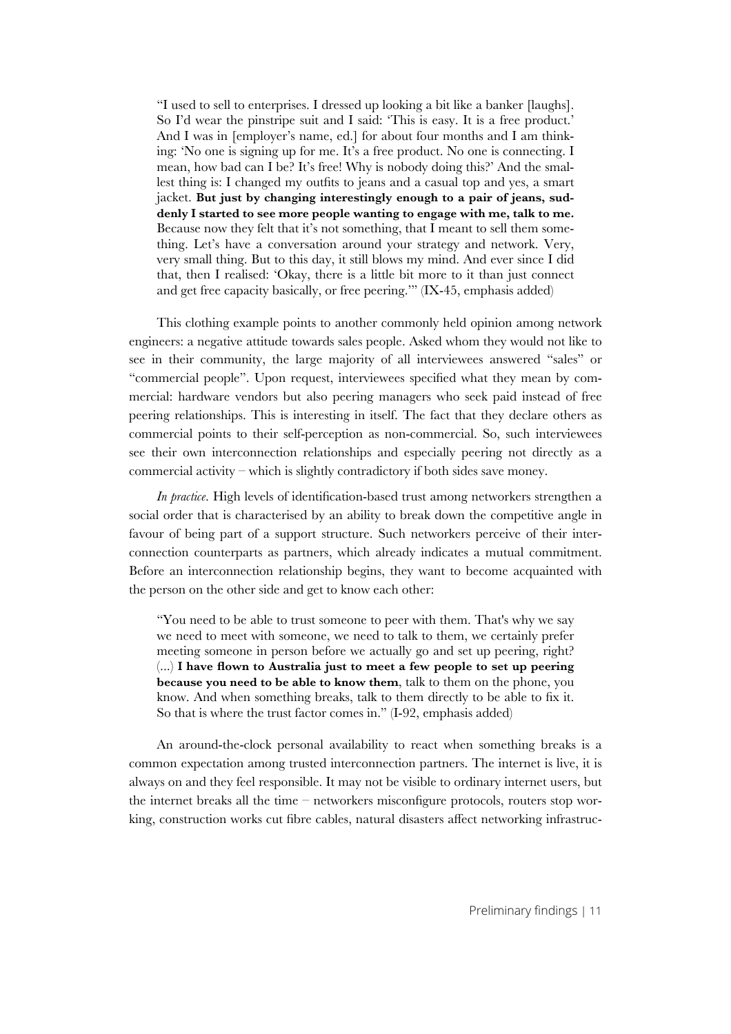> "I used to sell to enterprises. I dressed up looking a bit like a banker [laughs]. So I'd wear the pinstripe suit and I said: 'This is easy. It is a free product.' And I was in [employer's name, ed.] for about four months and I am thinking: 'No one is signing up for me. It's a free product. No one is connecting. I mean, how bad can I be? It's free! Why is nobody doing this?' And the smallest thing is: I changed my outfits to jeans and a casual top and yes, a smart jacket. **But just by changing interestingly enough to a pair of jeans, suddenly I started to see more people wanting to engage with me, talk to me.** Because now they felt that it's not something, that I meant to sell them something. Let's have a conversation around your strategy and network. Very, very small thing. But to this day, it still blows my mind. And ever since I did that, then I realised: 'Okay, there is a little bit more to it than just connect and get free capacity basically, or free peering.'" (IX-45, emphasis added)

This clothing example points to another commonly held opinion among network engineers: a negative attitude towards sales people. Asked whom they would not like to see in their community, the large majority of all interviewees answered "sales" or "commercial people". Upon request, interviewees specified what they mean by commercial: hardware vendors but also peering managers who seek paid instead of free peering relationships. This is interesting in itself. The fact that they declare others as commercial points to their self-perception as non-commercial. So, such interviewees see their own interconnection relationships and especially peering not directly as a commercial activity – which is slightly contradictory if both sides save money.

*In practice.* High levels of identification-based trust among networkers strengthen a social order that is characterised by an ability to break down the competitive angle in favour of being part of a support structure. Such networkers perceive of their interconnection counterparts as partners, which already indicates a mutual commitment. Before an interconnection relationship begins, they want to become acquainted with the person on the other side and get to know each other:

> "You need to be able to trust someone to peer with them. That's why we say we need to meet with someone, we need to talk to them, we certainly prefer meeting someone in person before we actually go and set up peering, right? (...) **I have flown to Australia just to meet a few people to set up peering because you need to be able to know them**, talk to them on the phone, you know. And when something breaks, talk to them directly to be able to fix it. So that is where the trust factor comes in." (I-92, emphasis added)

An around-the-clock personal availability to react when something breaks is a common expectation among trusted interconnection partners. The internet is live, it is always on and they feel responsible. It may not be visible to ordinary internet users, but the internet breaks all the time – networkers misconfigure protocols, routers stop working, construction works cut fibre cables, natural disasters affect networking infrastruc-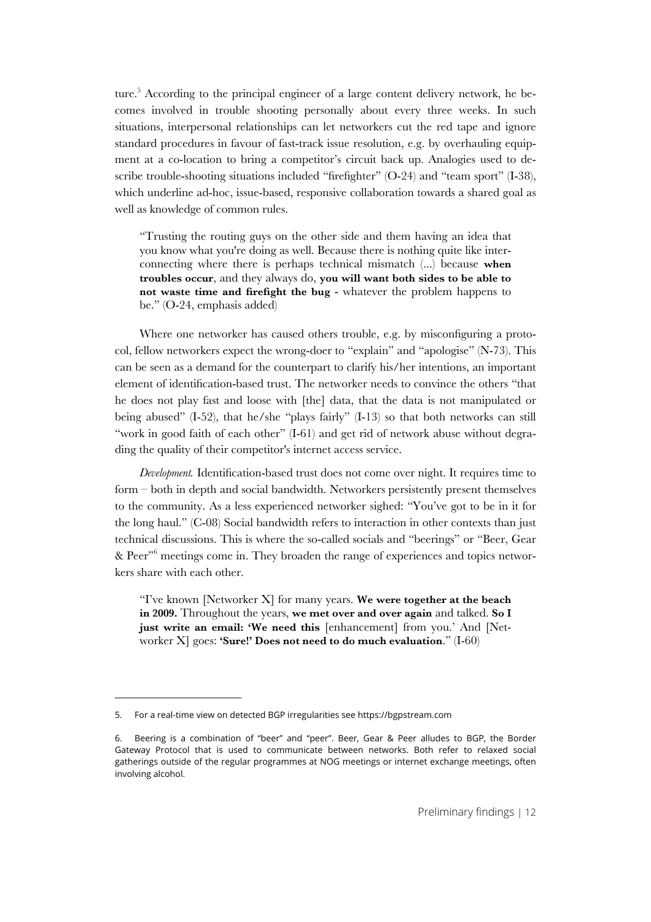ture.[5] According to the principal engineer of a large content delivery network, he becomes involved in trouble shooting personally about every three weeks. In such situations, interpersonal relationships can let networkers cut the red tape and ignore standard procedures in favour of fast-track issue resolution, e.g. by overhauling equipment at a co-location to bring a competitor's circuit back up. Analogies used to describe trouble-shooting situations included "firefighter" (O-24) and "team sport" (I-38), which underline ad-hoc, issue-based, responsive collaboration towards a shared goal as well as knowledge of common rules.

> "Trusting the routing guys on the other side and them having an idea that you know what you're doing as well. Because there is nothing quite like interconnecting where there is perhaps technical mismatch (...) because **when troubles occur**, and they always do, **you will want both sides to be able to not waste time and firefight the bug** - whatever the problem happens to be." (O-24, emphasis added)

Where one networker has caused others trouble, e.g. by misconfiguring a protocol, fellow networkers expect the wrong-doer to "explain" and "apologise" (N-73). This can be seen as a demand for the counterpart to clarify his/her intentions, an important element of identification-based trust. The networker needs to convince the others "that he does not play fast and loose with [the] data, that the data is not manipulated or being abused" (I-52), that he/she "plays fairly" (I-13) so that both networks can still "work in good faith of each other" (I-61) and get rid of network abuse without degrading the quality of their competitor's internet access service.

*Development.* Identification-based trust does not come over night. It requires time to form – both in depth and social bandwidth. Networkers persistently present themselves to the community. As a less experienced networker sighed: "You've got to be in it for the long haul." (C-08) Social bandwidth refers to interaction in other contexts than just technical discussions. This is where the so-called socials and "beerings" or "Beer, Gear & Peer"[6] meetings come in. They broaden the range of experiences and topics networkers share with each other.

> "I've known [Networker X] for many years. **We were together at the beach in 2009.** Throughout the years, **we met over and over again** and talked. **So I just write an email: 'We need this** [enhancement] from you.' And [Networker X] goes: **'Sure!' Does not need to do much evaluation**." (I-60)

---

5. For a real-time view on detected BGP irregularities see https://bgpstream.com

6. Beering is a combination of "beer" and "peer". Beer, Gear & Peer alludes to BGP, the Border Gateway Protocol that is used to communicate between networks. Both refer to relaxed social gatherings outside of the regular programmes at NOG meetings or internet exchange meetings, often involving alcohol.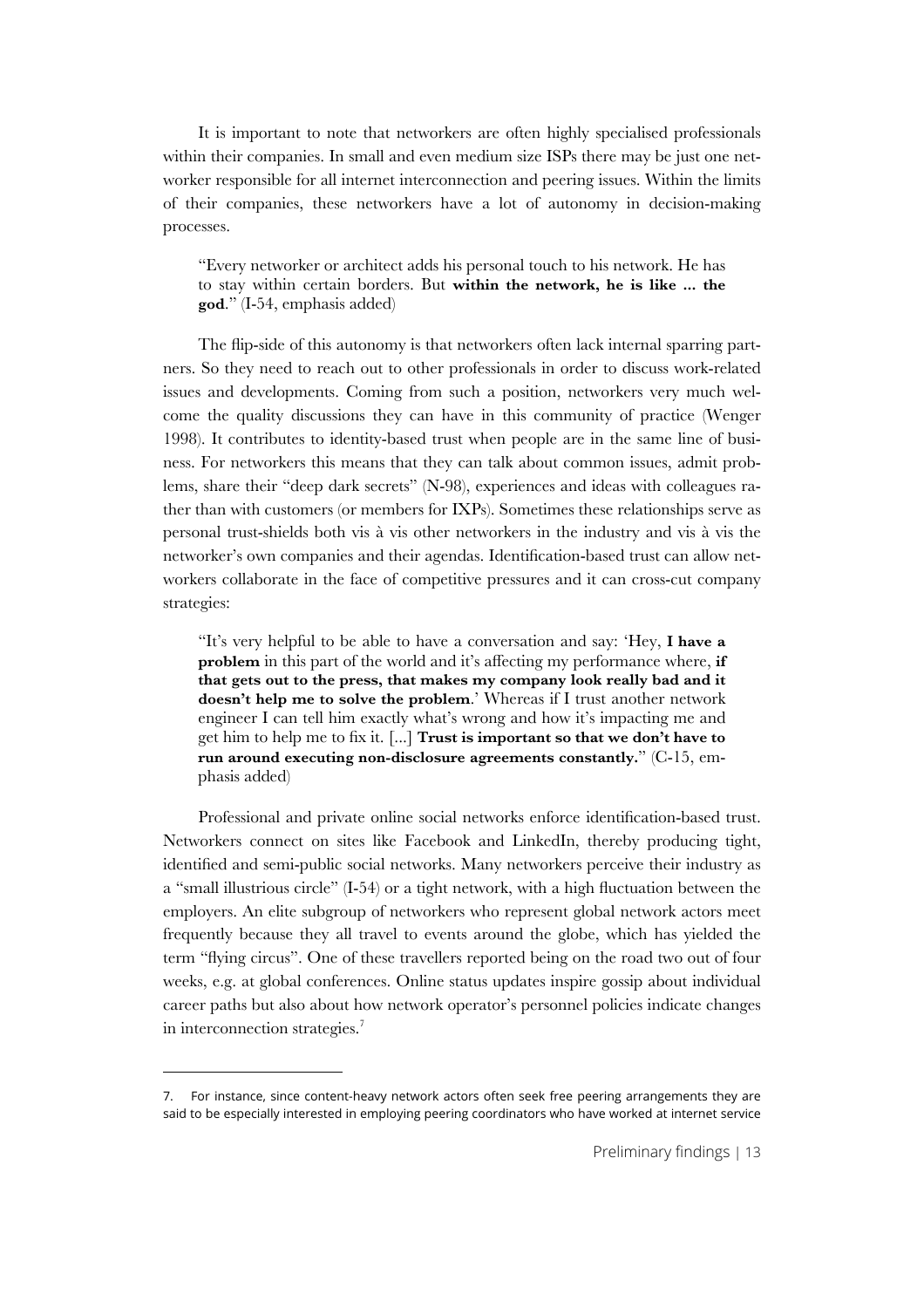It is important to note that networkers are often highly specialised professionals within their companies. In small and even medium size ISPs there may be just one networker responsible for all internet interconnection and peering issues. Within the limits of their companies, these networkers have a lot of autonomy in decision-making processes.

> "Every networker or architect adds his personal touch to his network. He has to stay within certain borders. But **within the network, he is like ... the god**." (I-54, emphasis added)

The flip-side of this autonomy is that networkers often lack internal sparring partners. So they need to reach out to other professionals in order to discuss work-related issues and developments. Coming from such a position, networkers very much welcome the quality discussions they can have in this community of practice (Wenger 1998). It contributes to identity-based trust when people are in the same line of business. For networkers this means that they can talk about common issues, admit problems, share their "deep dark secrets" (N-98), experiences and ideas with colleagues rather than with customers (or members for IXPs). Sometimes these relationships serve as personal trust-shields both vis à vis other networkers in the industry and vis à vis the networker's own companies and their agendas. Identification-based trust can allow networkers collaborate in the face of competitive pressures and it can cross-cut company strategies:

> "It's very helpful to be able to have a conversation and say: 'Hey, **I have a problem** in this part of the world and it's affecting my performance where, **if that gets out to the press, that makes my company look really bad and it doesn't help me to solve the problem**.' Whereas if I trust another network engineer I can tell him exactly what's wrong and how it's impacting me and get him to help me to fix it. [...] **Trust is important so that we don't have to run around executing non-disclosure agreements constantly.**" (C-15, emphasis added)

Professional and private online social networks enforce identification-based trust. Networkers connect on sites like Facebook and LinkedIn, thereby producing tight, identified and semi-public social networks. Many networkers perceive their industry as a "small illustrious circle" (I-54) or a tight network, with a high fluctuation between the employers. An elite subgroup of networkers who represent global network actors meet frequently because they all travel to events around the globe, which has yielded the term "flying circus". One of these travellers reported being on the road two out of four weeks, e.g. at global conferences. Online status updates inspire gossip about individual career paths but also about how network operator's personnel policies indicate changes in interconnection strategies.[7]

---

7. For instance, since content-heavy network actors often seek free peering arrangements they are said to be especially interested in employing peering coordinators who have worked at internet service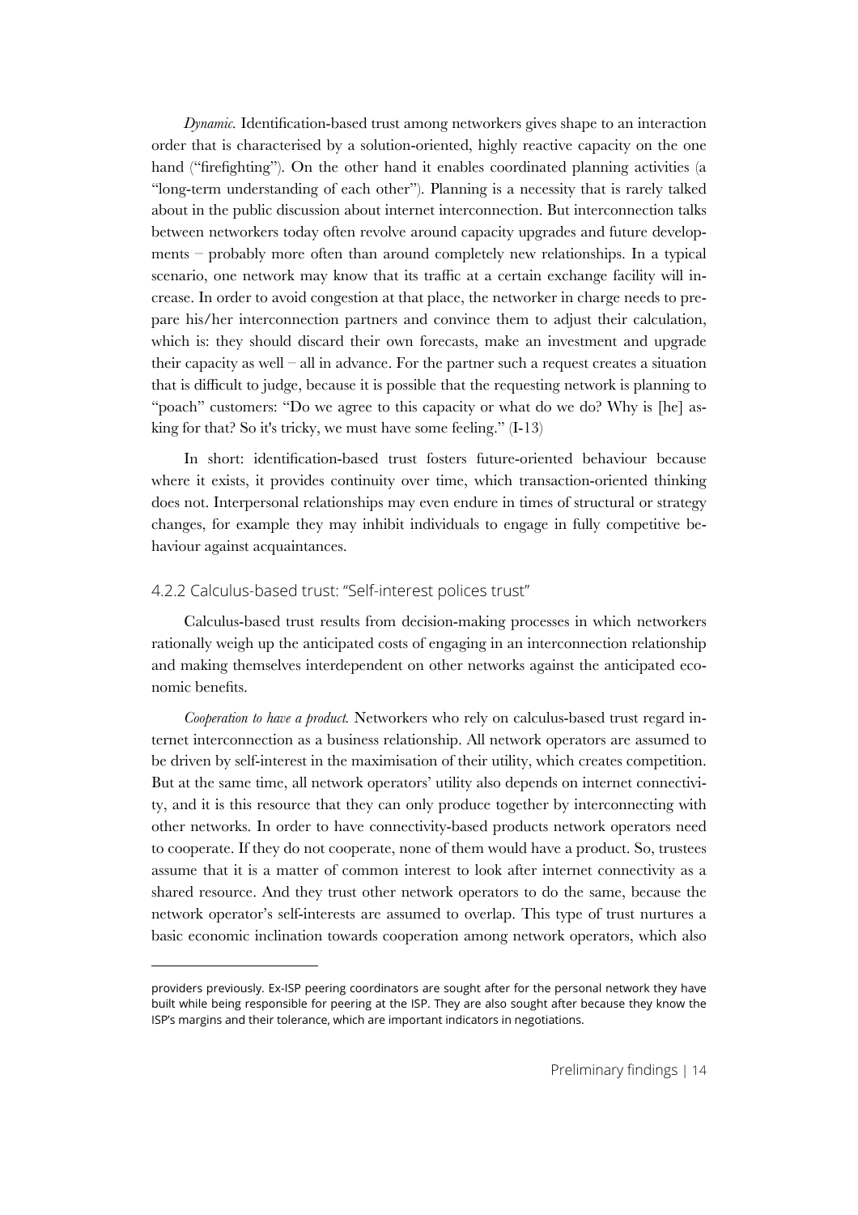*Dynamic.* Identification-based trust among networkers gives shape to an interaction order that is characterised by a solution-oriented, highly reactive capacity on the one hand ("firefighting"). On the other hand it enables coordinated planning activities (a "long-term understanding of each other"). Planning is a necessity that is rarely talked about in the public discussion about internet interconnection. But interconnection talks between networkers today often revolve around capacity upgrades and future developments – probably more often than around completely new relationships. In a typical scenario, one network may know that its traffic at a certain exchange facility will increase. In order to avoid congestion at that place, the networker in charge needs to prepare his/her interconnection partners and convince them to adjust their calculation, which is: they should discard their own forecasts, make an investment and upgrade their capacity as well – all in advance. For the partner such a request creates a situation that is difficult to judge, because it is possible that the requesting network is planning to "poach" customers: "Do we agree to this capacity or what do we do? Why is [he] asking for that? So it's tricky, we must have some feeling." (I-13)

In short: identification-based trust fosters future-oriented behaviour because where it exists, it provides continuity over time, which transaction-oriented thinking does not. Interpersonal relationships may even endure in times of structural or strategy changes, for example they may inhibit individuals to engage in fully competitive behaviour against acquaintances.

### 4.2.2 Calculus-based trust: "Self-interest polices trust"

Calculus-based trust results from decision-making processes in which networkers rationally weigh up the anticipated costs of engaging in an interconnection relationship and making themselves interdependent on other networks against the anticipated economic benefits.

*Cooperation to have a product.* Networkers who rely on calculus-based trust regard internet interconnection as a business relationship. All network operators are assumed to be driven by self-interest in the maximisation of their utility, which creates competition. But at the same time, all network operators' utility also depends on internet connectivity, and it is this resource that they can only produce together by interconnecting with other networks. In order to have connectivity-based products network operators need to cooperate. If they do not cooperate, none of them would have a product. So, trustees assume that it is a matter of common interest to look after internet connectivity as a shared resource. And they trust other network operators to do the same, because the network operator's self-interests are assumed to overlap. This type of trust nurtures a basic economic inclination towards cooperation among network operators, which also

---

providers previously. Ex-ISP peering coordinators are sought after for the personal network they have built while being responsible for peering at the ISP. They are also sought after because they know the ISP's margins and their tolerance, which are important indicators in negotiations.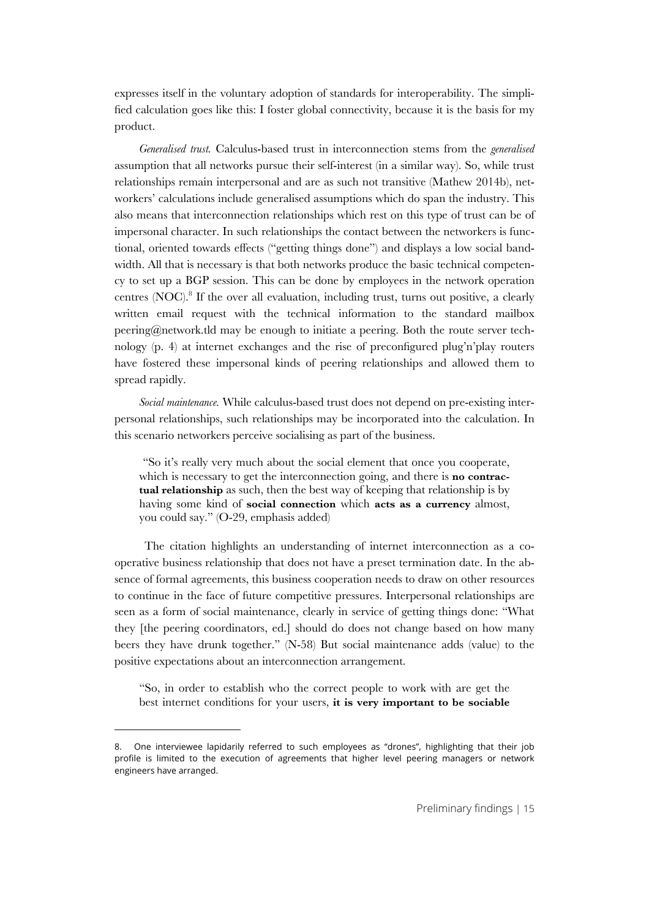expresses itself in the voluntary adoption of standards for interoperability. The simplified calculation goes like this: I foster global connectivity, because it is the basis for my product.

*Generalised trust.* Calculus-based trust in interconnection stems from the *generalised* assumption that all networks pursue their self-interest (in a similar way). So, while trust relationships remain interpersonal and are as such not transitive (Mathew 2014b), networkers' calculations include generalised assumptions which do span the industry. This also means that interconnection relationships which rest on this type of trust can be of impersonal character. In such relationships the contact between the networkers is functional, oriented towards effects ("getting things done") and displays a low social bandwidth. All that is necessary is that both networks produce the basic technical competency to set up a BGP session. This can be done by employees in the network operation centres (NOC).[8] If the over all evaluation, including trust, turns out positive, a clearly written email request with the technical information to the standard mailbox peering@network.tld may be enough to initiate a peering. Both the route server technology (p. 4) at internet exchanges and the rise of preconfigured plug'n'play routers have fostered these impersonal kinds of peering relationships and allowed them to spread rapidly.

*Social maintenance.* While calculus-based trust does not depend on pre-existing interpersonal relationships, such relationships may be incorporated into the calculation. In this scenario networkers perceive socialising as part of the business.

> "So it's really very much about the social element that once you cooperate, which is necessary to get the interconnection going, and there is **no contractual relationship** as such, then the best way of keeping that relationship is by having some kind of **social connection** which **acts as a currency** almost, you could say." (O-29, emphasis added)

The citation highlights an understanding of internet interconnection as a cooperative business relationship that does not have a preset termination date. In the absence of formal agreements, this business cooperation needs to draw on other resources to continue in the face of future competitive pressures. Interpersonal relationships are seen as a form of social maintenance, clearly in service of getting things done: "What they [the peering coordinators, ed.] should do does not change based on how many beers they have drunk together." (N-58) But social maintenance adds (value) to the positive expectations about an interconnection arrangement.

> "So, in order to establish who the correct people to work with are get the best internet conditions for your users, **it is very important to be sociable**

---

8. One interviewee lapidarily referred to such employees as "drones", highlighting that their job profile is limited to the execution of agreements that higher level peering managers or network engineers have arranged.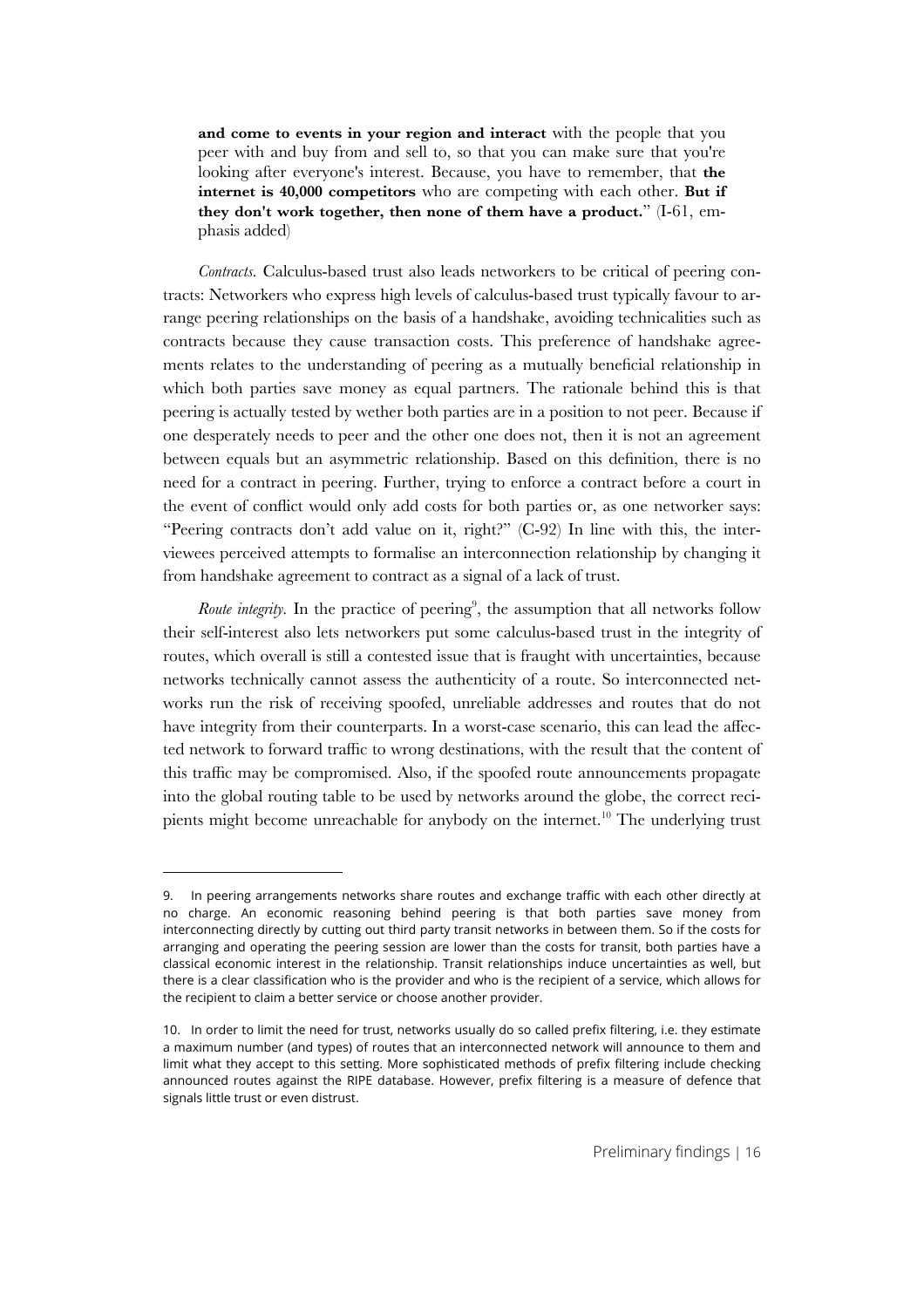**and come to events in your region and interact** with the people that you peer with and buy from and sell to, so that you can make sure that you're looking after everyone's interest. Because, you have to remember, that **the internet is 40,000 competitors** who are competing with each other. **But if they don't work together, then none of them have a product.**" (I-61, emphasis added)

*Contracts.* Calculus-based trust also leads networkers to be critical of peering contracts: Networkers who express high levels of calculus-based trust typically favour to arrange peering relationships on the basis of a handshake, avoiding technicalities such as contracts because they cause transaction costs. This preference of handshake agreements relates to the understanding of peering as a mutually beneficial relationship in which both parties save money as equal partners. The rationale behind this is that peering is actually tested by wether both parties are in a position to not peer. Because if one desperately needs to peer and the other one does not, then it is not an agreement between equals but an asymmetric relationship. Based on this definition, there is no need for a contract in peering. Further, trying to enforce a contract before a court in the event of conflict would only add costs for both parties or, as one networker says: "Peering contracts don't add value on it, right?" (C-92) In line with this, the interviewees perceived attempts to formalise an interconnection relationship by changing it from handshake agreement to contract as a signal of a lack of trust.

*Route integrity.* In the practice of peering[9], the assumption that all networks follow their self-interest also lets networkers put some calculus-based trust in the integrity of routes, which overall is still a contested issue that is fraught with uncertainties, because networks technically cannot assess the authenticity of a route. So interconnected networks run the risk of receiving spoofed, unreliable addresses and routes that do not have integrity from their counterparts. In a worst-case scenario, this can lead the affected network to forward traffic to wrong destinations, with the result that the content of this traffic may be compromised. Also, if the spoofed route announcements propagate into the global routing table to be used by networks around the globe, the correct recipients might become unreachable for anybody on the internet.[10] The underlying trust

---

9. In peering arrangements networks share routes and exchange traffic with each other directly at no charge. An economic reasoning behind peering is that both parties save money from interconnecting directly by cutting out third party transit networks in between them. So if the costs for arranging and operating the peering session are lower than the costs for transit, both parties have a classical economic interest in the relationship. Transit relationships induce uncertainties as well, but there is a clear classification who is the provider and who is the recipient of a service, which allows for the recipient to claim a better service or choose another provider.

10. In order to limit the need for trust, networks usually do so called prefix filtering, i.e. they estimate a maximum number (and types) of routes that an interconnected network will announce to them and limit what they accept to this setting. More sophisticated methods of prefix filtering include checking announced routes against the RIPE database. However, prefix filtering is a measure of defence that signals little trust or even distrust.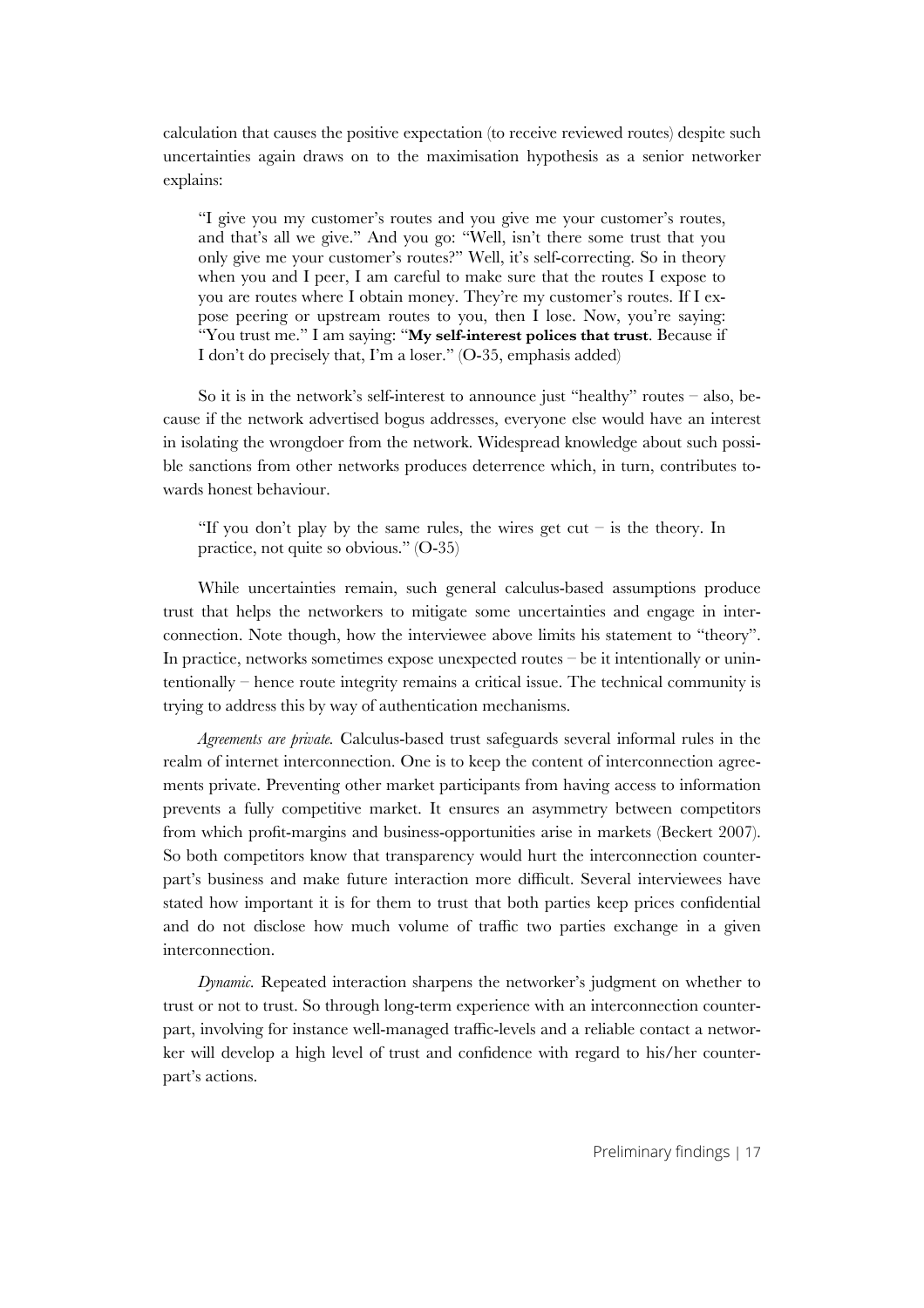calculation that causes the positive expectation (to receive reviewed routes) despite such uncertainties again draws on to the maximisation hypothesis as a senior networker explains:

> "I give you my customer's routes and you give me your customer's routes, and that's all we give." And you go: "Well, isn't there some trust that you only give me your customer's routes?" Well, it's self-correcting. So in theory when you and I peer, I am careful to make sure that the routes I expose to you are routes where I obtain money. They're my customer's routes. If I expose peering or upstream routes to you, then I lose. Now, you're saying: "You trust me." I am saying: "**My self-interest polices that trust**. Because if I don't do precisely that, I'm a loser." (O-35, emphasis added)

So it is in the network's self-interest to announce just "healthy" routes – also, because if the network advertised bogus addresses, everyone else would have an interest in isolating the wrongdoer from the network. Widespread knowledge about such possible sanctions from other networks produces deterrence which, in turn, contributes towards honest behaviour.

> "If you don't play by the same rules, the wires get cut – is the theory. In practice, not quite so obvious." (O-35)

While uncertainties remain, such general calculus-based assumptions produce trust that helps the networkers to mitigate some uncertainties and engage in interconnection. Note though, how the interviewee above limits his statement to "theory". In practice, networks sometimes expose unexpected routes – be it intentionally or unintentionally – hence route integrity remains a critical issue. The technical community is trying to address this by way of authentication mechanisms.

*Agreements are private.* Calculus-based trust safeguards several informal rules in the realm of internet interconnection. One is to keep the content of interconnection agreements private. Preventing other market participants from having access to information prevents a fully competitive market. It ensures an asymmetry between competitors from which profit-margins and business-opportunities arise in markets (Beckert 2007). So both competitors know that transparency would hurt the interconnection counterpart's business and make future interaction more difficult. Several interviewees have stated how important it is for them to trust that both parties keep prices confidential and do not disclose how much volume of traffic two parties exchange in a given interconnection.

*Dynamic.* Repeated interaction sharpens the networker's judgment on whether to trust or not to trust. So through long-term experience with an interconnection counterpart, involving for instance well-managed traffic-levels and a reliable contact a networker will develop a high level of trust and confidence with regard to his/her counterpart's actions.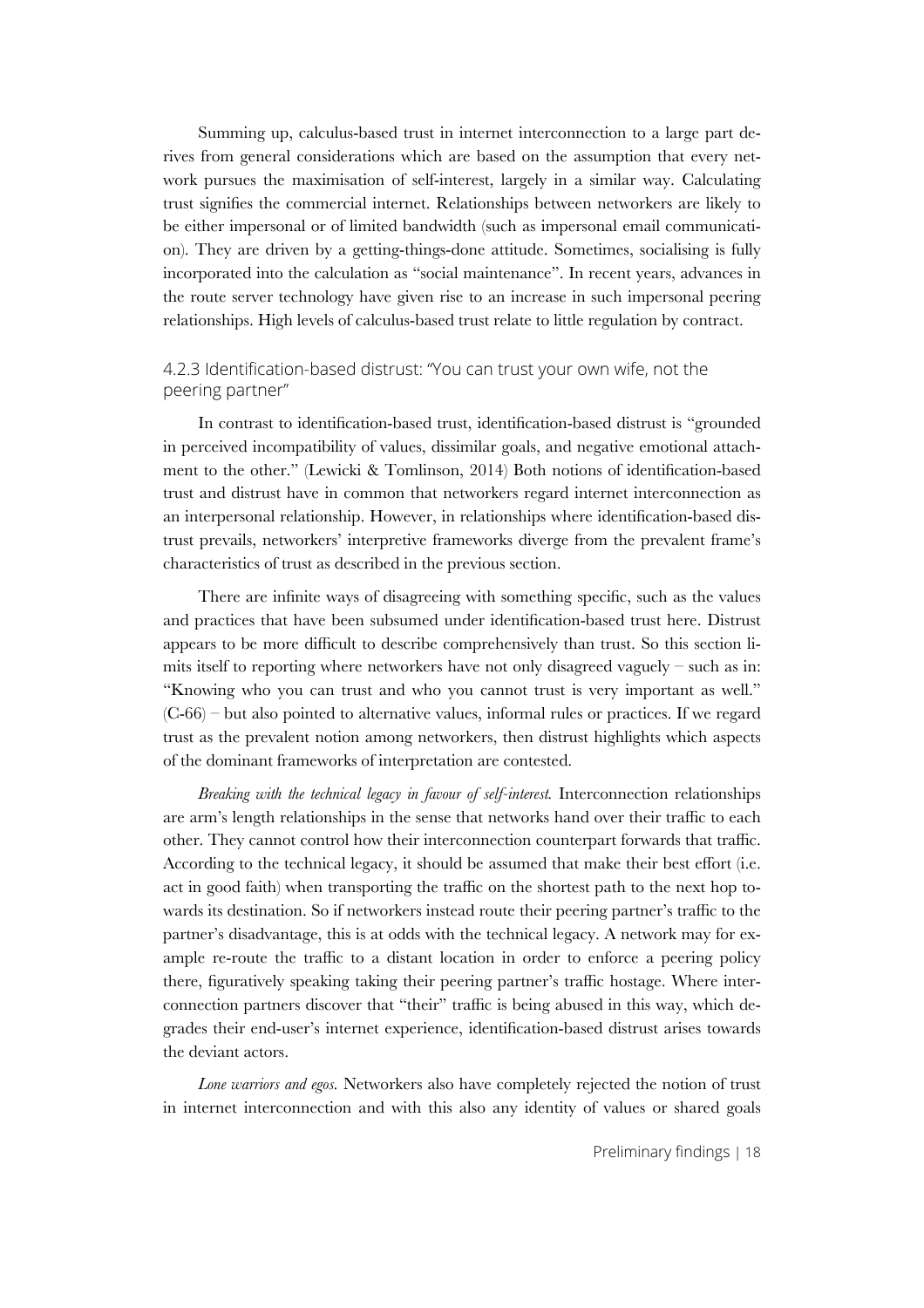Summing up, calculus-based trust in internet interconnection to a large part derives from general considerations which are based on the assumption that every network pursues the maximisation of self-interest, largely in a similar way. Calculating trust signifies the commercial internet. Relationships between networkers are likely to be either impersonal or of limited bandwidth (such as impersonal email communication). They are driven by a getting-things-done attitude. Sometimes, socialising is fully incorporated into the calculation as "social maintenance". In recent years, advances in the route server technology have given rise to an increase in such impersonal peering relationships. High levels of calculus-based trust relate to little regulation by contract.

### 4.2.3 Identification-based distrust: "You can trust your own wife, not the peering partner"

In contrast to identification-based trust, identification-based distrust is "grounded in perceived incompatibility of values, dissimilar goals, and negative emotional attachment to the other." (Lewicki & Tomlinson, 2014) Both notions of identification-based trust and distrust have in common that networkers regard internet interconnection as an interpersonal relationship. However, in relationships where identification-based distrust prevails, networkers' interpretive frameworks diverge from the prevalent frame's characteristics of trust as described in the previous section.

There are infinite ways of disagreeing with something specific, such as the values and practices that have been subsumed under identification-based trust here. Distrust appears to be more difficult to describe comprehensively than trust. So this section limits itself to reporting where networkers have not only disagreed vaguely – such as in: "Knowing who you can trust and who you cannot trust is very important as well." (C-66) – but also pointed to alternative values, informal rules or practices. If we regard trust as the prevalent notion among networkers, then distrust highlights which aspects of the dominant frameworks of interpretation are contested.

*Breaking with the technical legacy in favour of self-interest.* Interconnection relationships are arm's length relationships in the sense that networks hand over their traffic to each other. They cannot control how their interconnection counterpart forwards that traffic. According to the technical legacy, it should be assumed that make their best effort (i.e. act in good faith) when transporting the traffic on the shortest path to the next hop towards its destination. So if networkers instead route their peering partner's traffic to the partner's disadvantage, this is at odds with the technical legacy. A network may for example re-route the traffic to a distant location in order to enforce a peering policy there, figuratively speaking taking their peering partner's traffic hostage. Where interconnection partners discover that "their" traffic is being abused in this way, which degrades their end-user's internet experience, identification-based distrust arises towards the deviant actors.

*Lone warriors and egos.* Networkers also have completely rejected the notion of trust in internet interconnection and with this also any identity of values or shared goals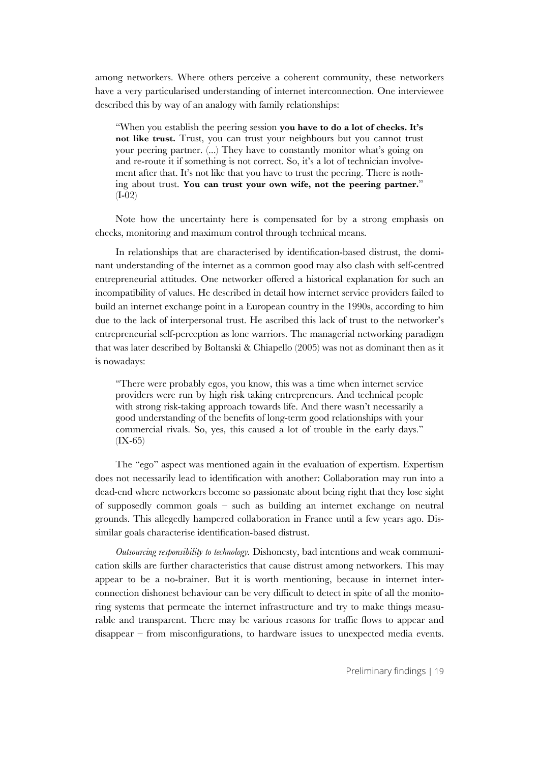among networkers. Where others perceive a coherent community, these networkers have a very particularised understanding of internet interconnection. One interviewee described this by way of an analogy with family relationships:

> "When you establish the peering session **you have to do a lot of checks. It's not like trust.** Trust, you can trust your neighbours but you cannot trust your peering partner. (...) They have to constantly monitor what's going on and re-route it if something is not correct. So, it's a lot of technician involvement after that. It's not like that you have to trust the peering. There is nothing about trust. **You can trust your own wife, not the peering partner.**" (I-02)

Note how the uncertainty here is compensated for by a strong emphasis on checks, monitoring and maximum control through technical means.

In relationships that are characterised by identification-based distrust, the dominant understanding of the internet as a common good may also clash with self-centred entrepreneurial attitudes. One networker offered a historical explanation for such an incompatibility of values. He described in detail how internet service providers failed to build an internet exchange point in a European country in the 1990s, according to him due to the lack of interpersonal trust. He ascribed this lack of trust to the networker's entrepreneurial self-perception as lone warriors. The managerial networking paradigm that was later described by Boltanski & Chiapello (2005) was not as dominant then as it is nowadays:

> "There were probably egos, you know, this was a time when internet service providers were run by high risk taking entrepreneurs. And technical people with strong risk-taking approach towards life. And there wasn't necessarily a good understanding of the benefits of long-term good relationships with your commercial rivals. So, yes, this caused a lot of trouble in the early days." (IX-65)

The "ego" aspect was mentioned again in the evaluation of expertism. Expertism does not necessarily lead to identification with another: Collaboration may run into a dead-end where networkers become so passionate about being right that they lose sight of supposedly common goals – such as building an internet exchange on neutral grounds. This allegedly hampered collaboration in France until a few years ago. Dissimilar goals characterise identification-based distrust.

*Outsourcing responsibility to technology.* Dishonesty, bad intentions and weak communication skills are further characteristics that cause distrust among networkers. This may appear to be a no-brainer. But it is worth mentioning, because in internet interconnection dishonest behaviour can be very difficult to detect in spite of all the monitoring systems that permeate the internet infrastructure and try to make things measurable and transparent. There may be various reasons for traffic flows to appear and disappear – from misconfigurations, to hardware issues to unexpected media events.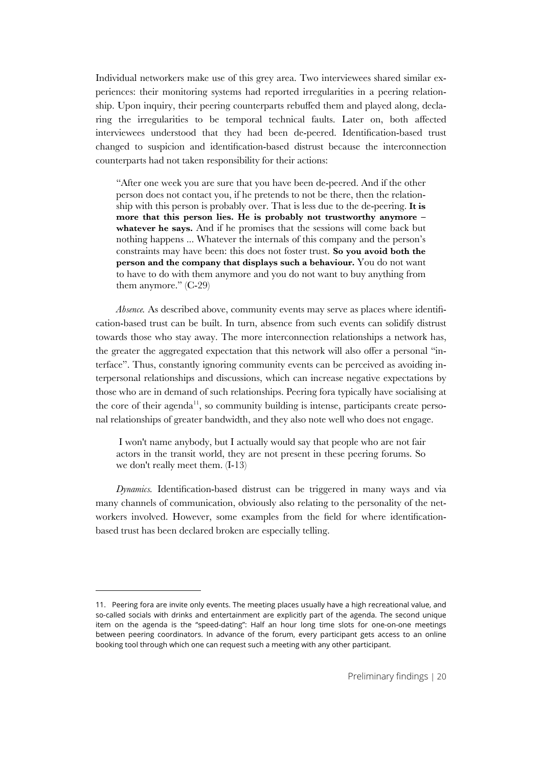Individual networkers make use of this grey area. Two interviewees shared similar experiences: their monitoring systems had reported irregularities in a peering relationship. Upon inquiry, their peering counterparts rebuffed them and played along, declaring the irregularities to be temporal technical faults. Later on, both affected interviewees understood that they had been de-peered. Identification-based trust changed to suspicion and identification-based distrust because the interconnection counterparts had not taken responsibility for their actions:

> "After one week you are sure that you have been de-peered. And if the other person does not contact you, if he pretends to not be there, then the relationship with this person is probably over. That is less due to the de-peering. **It is more that this person lies. He is probably not trustworthy anymore – whatever he says.** And if he promises that the sessions will come back but nothing happens ... Whatever the internals of this company and the person's constraints may have been: this does not foster trust. **So you avoid both the person and the company that displays such a behaviour.** You do not want to have to do with them anymore and you do not want to buy anything from them anymore." (C-29)

*Absence.* As described above, community events may serve as places where identification-based trust can be built. In turn, absence from such events can solidify distrust towards those who stay away. The more interconnection relationships a network has, the greater the aggregated expectation that this network will also offer a personal "interface". Thus, constantly ignoring community events can be perceived as avoiding interpersonal relationships and discussions, which can increase negative expectations by those who are in demand of such relationships. Peering fora typically have socialising at the core of their agenda[11], so community building is intense, participants create personal relationships of greater bandwidth, and they also note well who does not engage.

> I won't name anybody, but I actually would say that people who are not fair actors in the transit world, they are not present in these peering forums. So we don't really meet them. (I-13)

*Dynamics.* Identification-based distrust can be triggered in many ways and via many channels of communication, obviously also relating to the personality of the networkers involved. However, some examples from the field for where identification-based trust has been declared broken are especially telling.

---

11. Peering fora are invite only events. The meeting places usually have a high recreational value, and so-called socials with drinks and entertainment are explicitly part of the agenda. The second unique item on the agenda is the "speed-dating": Half an hour long time slots for one-on-one meetings between peering coordinators. In advance of the forum, every participant gets access to an online booking tool through which one can request such a meeting with any other participant.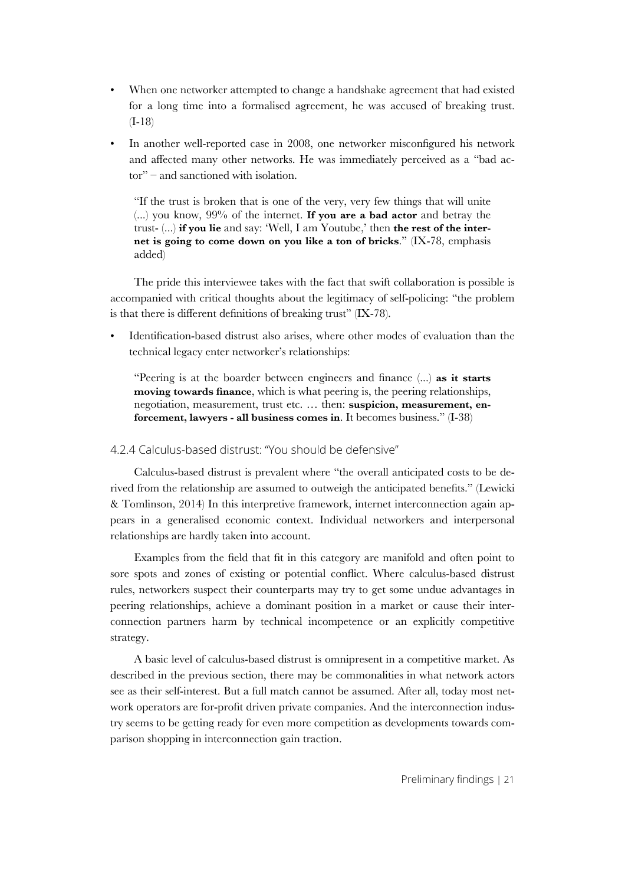- When one networker attempted to change a handshake agreement that had existed for a long time into a formalised agreement, he was accused of breaking trust. (I-18)
- In another well-reported case in 2008, one networker misconfigured his network and affected many other networks. He was immediately perceived as a "bad actor" – and sanctioned with isolation.

> "If the trust is broken that is one of the very, very few things that will unite (...) you know, 99% of the internet. **If you are a bad actor** and betray the trust- (...) **if you lie** and say: 'Well, I am Youtube,' then **the rest of the internet is going to come down on you like a ton of bricks**." (IX-78, emphasis added)

The pride this interviewee takes with the fact that swift collaboration is possible is accompanied with critical thoughts about the legitimacy of self-policing: "the problem is that there is different definitions of breaking trust" (IX-78).

- Identification-based distrust also arises, where other modes of evaluation than the technical legacy enter networker's relationships:

> "Peering is at the boarder between engineers and finance (...) **as it starts moving towards finance**, which is what peering is, the peering relationships, negotiation, measurement, trust etc. … then: **suspicion, measurement, enforcement, lawyers - all business comes in**. It becomes business." (I-38)

### 4.2.4 Calculus-based distrust: "You should be defensive"

Calculus-based distrust is prevalent where "the overall anticipated costs to be derived from the relationship are assumed to outweigh the anticipated benefits." (Lewicki & Tomlinson, 2014) In this interpretive framework, internet interconnection again appears in a generalised economic context. Individual networkers and interpersonal relationships are hardly taken into account.

Examples from the field that fit in this category are manifold and often point to sore spots and zones of existing or potential conflict. Where calculus-based distrust rules, networkers suspect their counterparts may try to get some undue advantages in peering relationships, achieve a dominant position in a market or cause their interconnection partners harm by technical incompetence or an explicitly competitive strategy.

A basic level of calculus-based distrust is omnipresent in a competitive market. As described in the previous section, there may be commonalities in what network actors see as their self-interest. But a full match cannot be assumed. After all, today most network operators are for-profit driven private companies. And the interconnection industry seems to be getting ready for even more competition as developments towards comparison shopping in interconnection gain traction.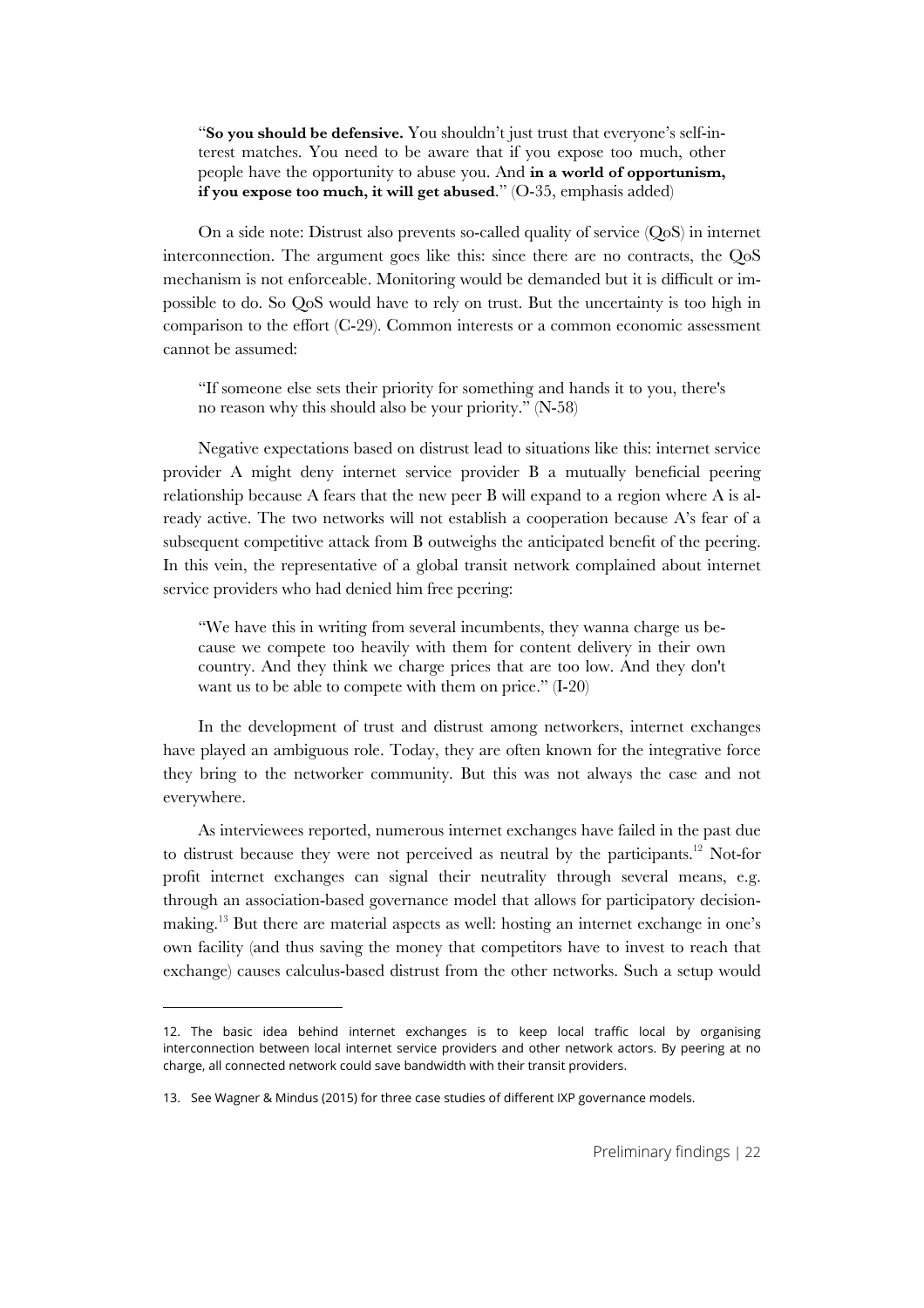> "**So you should be defensive.** You shouldn't just trust that everyone's self-interest matches. You need to be aware that if you expose too much, other people have the opportunity to abuse you. And **in a world of opportunism, if you expose too much, it will get abused**." (O-35, emphasis added)

On a side note: Distrust also prevents so-called quality of service (QoS) in internet interconnection. The argument goes like this: since there are no contracts, the QoS mechanism is not enforceable. Monitoring would be demanded but it is difficult or impossible to do. So QoS would have to rely on trust. But the uncertainty is too high in comparison to the effort (C-29). Common interests or a common economic assessment cannot be assumed:

> "If someone else sets their priority for something and hands it to you, there's no reason why this should also be your priority." (N-58)

Negative expectations based on distrust lead to situations like this: internet service provider A might deny internet service provider B a mutually beneficial peering relationship because A fears that the new peer B will expand to a region where A is already active. The two networks will not establish a cooperation because A's fear of a subsequent competitive attack from B outweighs the anticipated benefit of the peering. In this vein, the representative of a global transit network complained about internet service providers who had denied him free peering:

> "We have this in writing from several incumbents, they wanna charge us because we compete too heavily with them for content delivery in their own country. And they think we charge prices that are too low. And they don't want us to be able to compete with them on price." (I-20)

In the development of trust and distrust among networkers, internet exchanges have played an ambiguous role. Today, they are often known for the integrative force they bring to the networker community. But this was not always the case and not everywhere.

As interviewees reported, numerous internet exchanges have failed in the past due to distrust because they were not perceived as neutral by the participants.[12] Not-for profit internet exchanges can signal their neutrality through several means, e.g. through an association-based governance model that allows for participatory decision-making.[13] But there are material aspects as well: hosting an internet exchange in one's own facility (and thus saving the money that competitors have to invest to reach that exchange) causes calculus-based distrust from the other networks. Such a setup would

---

12. The basic idea behind internet exchanges is to keep local traffic local by organising interconnection between local internet service providers and other network actors. By peering at no charge, all connected network could save bandwidth with their transit providers.

13. See Wagner & Mindus (2015) for three case studies of different IXP governance models.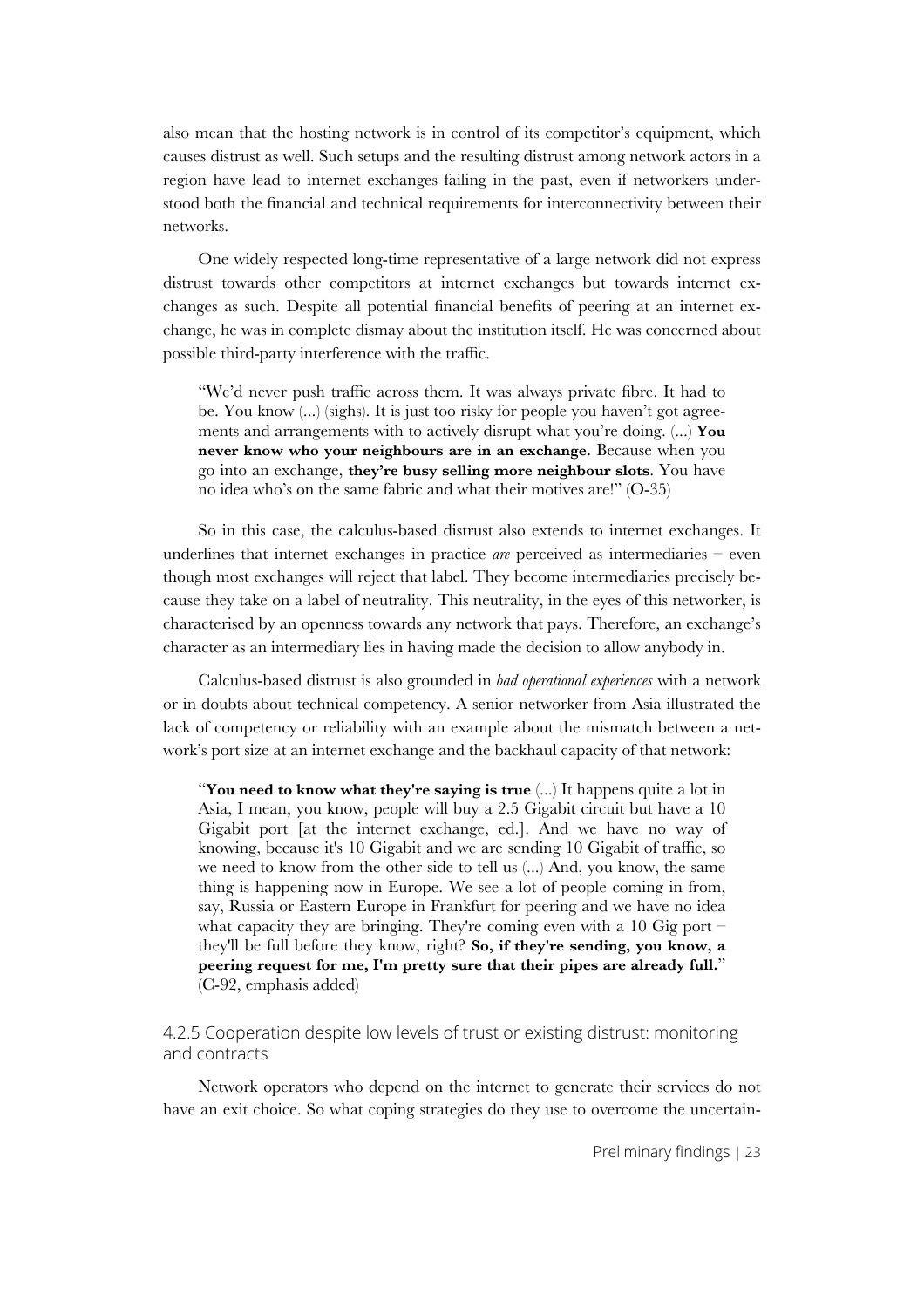also mean that the hosting network is in control of its competitor's equipment, which causes distrust as well. Such setups and the resulting distrust among network actors in a region have lead to internet exchanges failing in the past, even if networkers understood both the financial and technical requirements for interconnectivity between their networks.

One widely respected long-time representative of a large network did not express distrust towards other competitors at internet exchanges but towards internet exchanges as such. Despite all potential financial benefits of peering at an internet exchange, he was in complete dismay about the institution itself. He was concerned about possible third-party interference with the traffic.

> "We'd never push traffic across them. It was always private fibre. It had to be. You know (...) (sighs). It is just too risky for people you haven't got agreements and arrangements with to actively disrupt what you're doing. (...) **You never know who your neighbours are in an exchange.** Because when you go into an exchange, **they're busy selling more neighbour slots**. You have no idea who's on the same fabric and what their motives are!" (O-35)

So in this case, the calculus-based distrust also extends to internet exchanges. It underlines that internet exchanges in practice *are* perceived as intermediaries – even though most exchanges will reject that label. They become intermediaries precisely because they take on a label of neutrality. This neutrality, in the eyes of this networker, is characterised by an openness towards any network that pays. Therefore, an exchange's character as an intermediary lies in having made the decision to allow anybody in.

Calculus-based distrust is also grounded in *bad operational experiences* with a network or in doubts about technical competency. A senior networker from Asia illustrated the lack of competency or reliability with an example about the mismatch between a network's port size at an internet exchange and the backhaul capacity of that network:

> "**You need to know what they're saying is true** (...) It happens quite a lot in Asia, I mean, you know, people will buy a 2.5 Gigabit circuit but have a 10 Gigabit port [at the internet exchange, ed.]. And we have no way of knowing, because it's 10 Gigabit and we are sending 10 Gigabit of traffic, so we need to know from the other side to tell us (...) And, you know, the same thing is happening now in Europe. We see a lot of people coming in from, say, Russia or Eastern Europe in Frankfurt for peering and we have no idea what capacity they are bringing. They're coming even with a 10 Gig port – they'll be full before they know, right? **So, if they're sending, you know, a peering request for me, I'm pretty sure that their pipes are already full.**" (C-92, emphasis added)

### 4.2.5 Cooperation despite low levels of trust or existing distrust: monitoring and contracts

Network operators who depend on the internet to generate their services do not have an exit choice. So what coping strategies do they use to overcome the uncertain-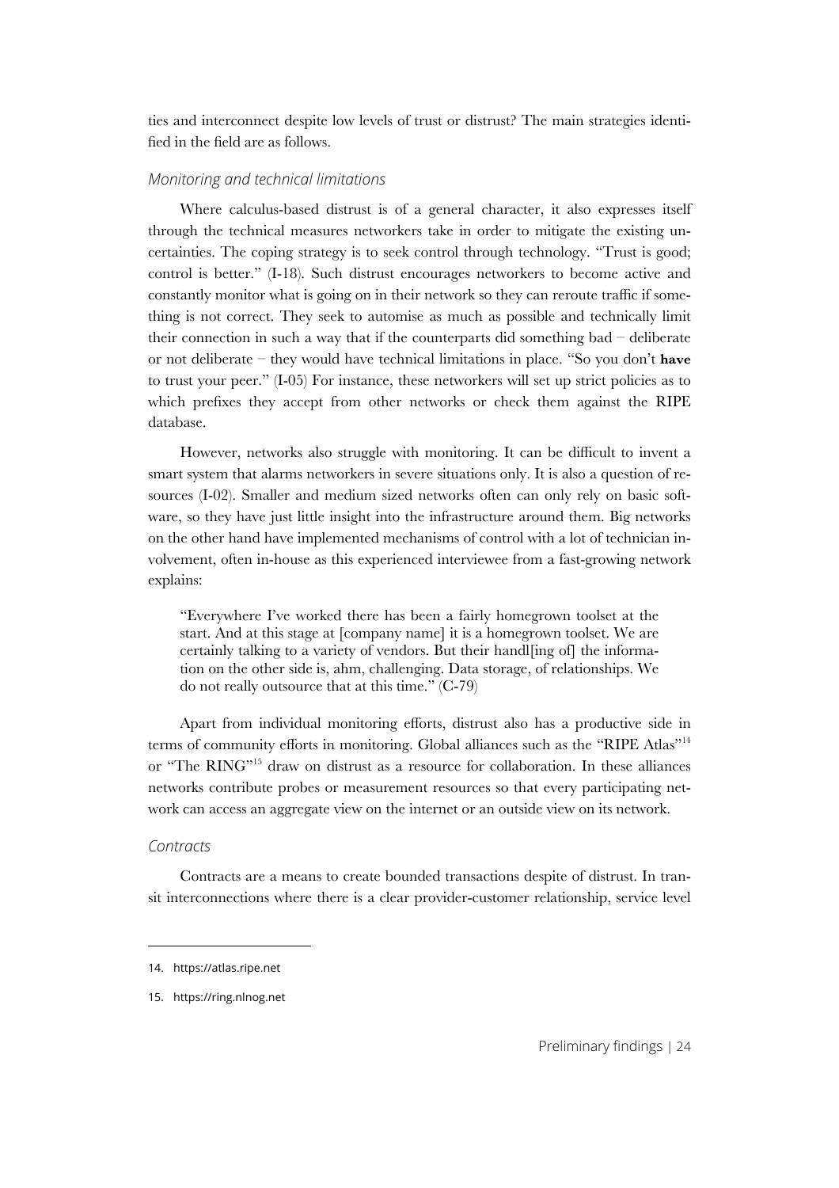ties and interconnect despite low levels of trust or distrust? The main strategies identified in the field are as follows.

### *Monitoring and technical limitations*

Where calculus-based distrust is of a general character, it also expresses itself through the technical measures networkers take in order to mitigate the existing uncertainties. The coping strategy is to seek control through technology. "Trust is good; control is better." (I-18). Such distrust encourages networkers to become active and constantly monitor what is going on in their network so they can reroute traffic if something is not correct. They seek to automise as much as possible and technically limit their connection in such a way that if the counterparts did something bad – deliberate or not deliberate – they would have technical limitations in place. "So you don't **have** to trust your peer." (I-05) For instance, these networkers will set up strict policies as to which prefixes they accept from other networks or check them against the RIPE database.

However, networks also struggle with monitoring. It can be difficult to invent a smart system that alarms networkers in severe situations only. It is also a question of resources (I-02). Smaller and medium sized networks often can only rely on basic software, so they have just little insight into the infrastructure around them. Big networks on the other hand have implemented mechanisms of control with a lot of technician involvement, often in-house as this experienced interviewee from a fast-growing network explains:

> "Everywhere I've worked there has been a fairly homegrown toolset at the start. And at this stage at [company name] it is a homegrown toolset. We are certainly talking to a variety of vendors. But their handl[ing of] the information on the other side is, ahm, challenging. Data storage, of relationships. We do not really outsource that at this time." (C-79)

Apart from individual monitoring efforts, distrust also has a productive side in terms of community efforts in monitoring. Global alliances such as the "RIPE Atlas"[14] or "The RING"[15] draw on distrust as a resource for collaboration. In these alliances networks contribute probes or measurement resources so that every participating network can access an aggregate view on the internet or an outside view on its network.

### *Contracts*

Contracts are a means to create bounded transactions despite of distrust. In transit interconnections where there is a clear provider-customer relationship, service level

---

14. https://atlas.ripe.net

15. https://ring.nlnog.net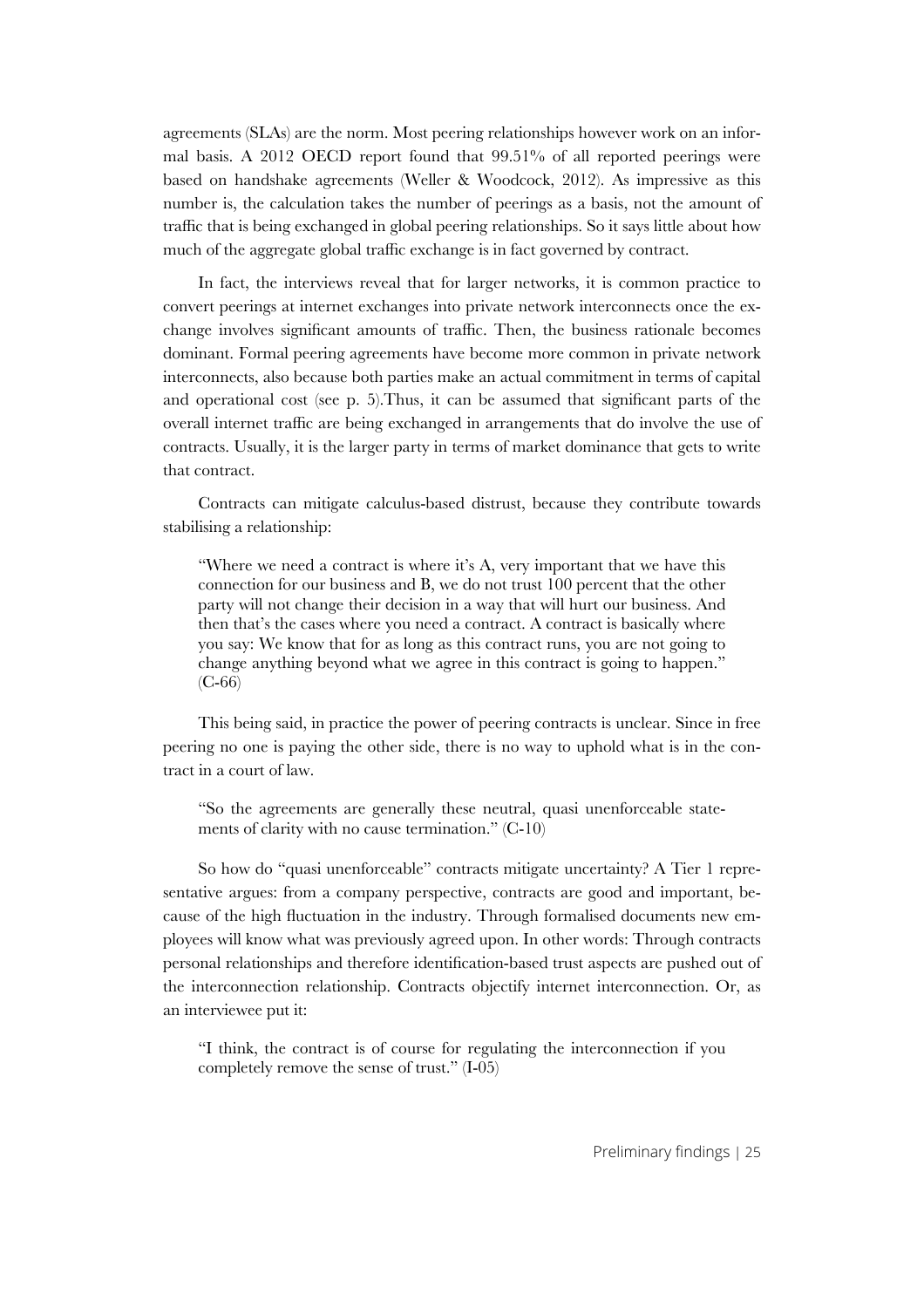agreements (SLAs) are the norm. Most peering relationships however work on an informal basis. A 2012 OECD report found that 99.51% of all reported peerings were based on handshake agreements (Weller & Woodcock, 2012). As impressive as this number is, the calculation takes the number of peerings as a basis, not the amount of traffic that is being exchanged in global peering relationships. So it says little about how much of the aggregate global traffic exchange is in fact governed by contract.

In fact, the interviews reveal that for larger networks, it is common practice to convert peerings at internet exchanges into private network interconnects once the exchange involves significant amounts of traffic. Then, the business rationale becomes dominant. Formal peering agreements have become more common in private network interconnects, also because both parties make an actual commitment in terms of capital and operational cost (see p. 5).Thus, it can be assumed that significant parts of the overall internet traffic are being exchanged in arrangements that do involve the use of contracts. Usually, it is the larger party in terms of market dominance that gets to write that contract.

Contracts can mitigate calculus-based distrust, because they contribute towards stabilising a relationship:

> "Where we need a contract is where it's A, very important that we have this connection for our business and B, we do not trust 100 percent that the other party will not change their decision in a way that will hurt our business. And then that's the cases where you need a contract. A contract is basically where you say: We know that for as long as this contract runs, you are not going to change anything beyond what we agree in this contract is going to happen." (C-66)

This being said, in practice the power of peering contracts is unclear. Since in free peering no one is paying the other side, there is no way to uphold what is in the contract in a court of law.

> "So the agreements are generally these neutral, quasi unenforceable statements of clarity with no cause termination." (C-10)

So how do "quasi unenforceable" contracts mitigate uncertainty? A Tier 1 representative argues: from a company perspective, contracts are good and important, because of the high fluctuation in the industry. Through formalised documents new employees will know what was previously agreed upon. In other words: Through contracts personal relationships and therefore identification-based trust aspects are pushed out of the interconnection relationship. Contracts objectify internet interconnection. Or, as an interviewee put it:

> "I think, the contract is of course for regulating the interconnection if you completely remove the sense of trust." (I-05)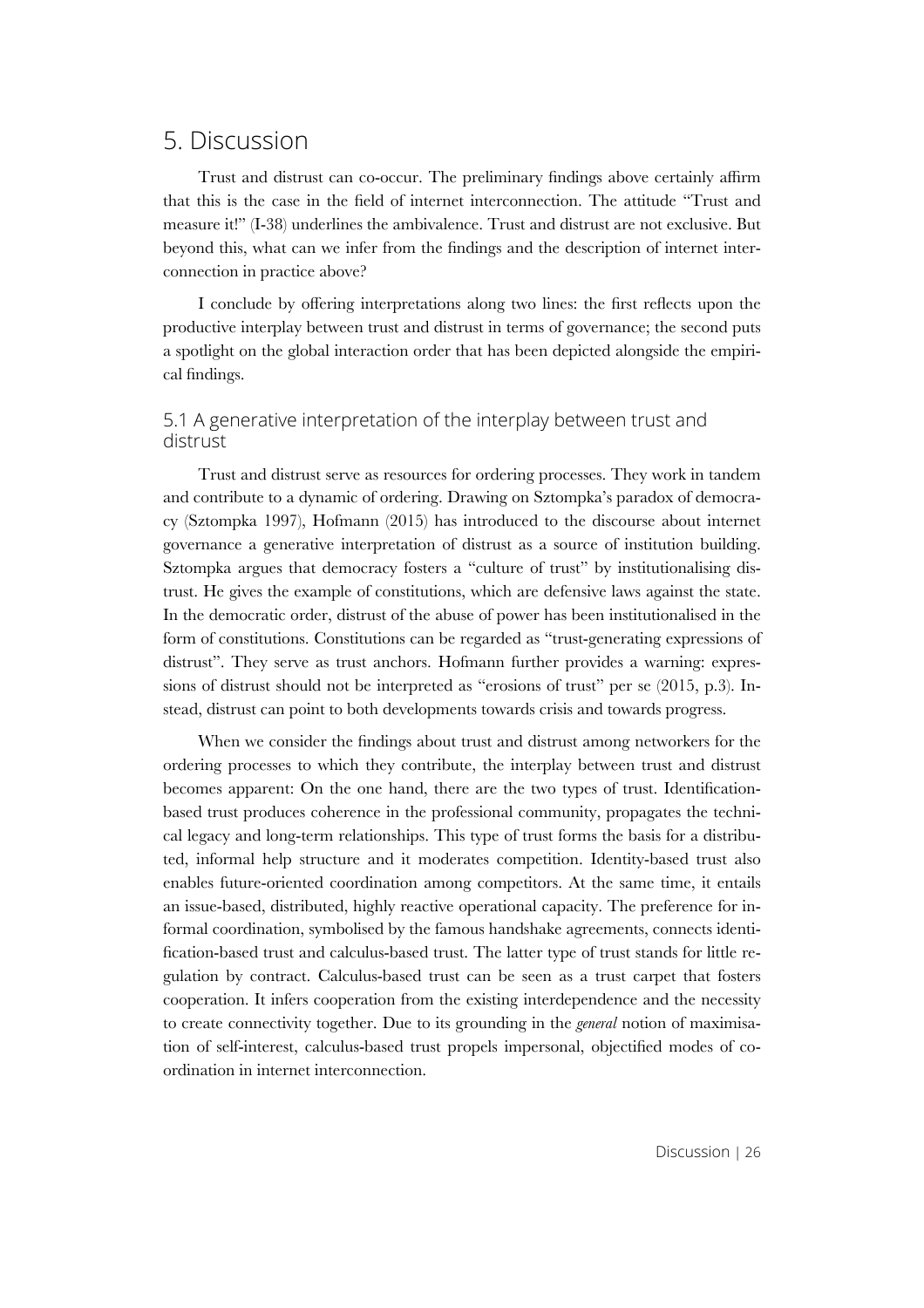# 5. Discussion

Trust and distrust can co-occur. The preliminary findings above certainly affirm that this is the case in the field of internet interconnection. The attitude "Trust and measure it!" (I-38) underlines the ambivalence. Trust and distrust are not exclusive. But beyond this, what can we infer from the findings and the description of internet interconnection in practice above?

I conclude by offering interpretations along two lines: the first reflects upon the productive interplay between trust and distrust in terms of governance; the second puts a spotlight on the global interaction order that has been depicted alongside the empirical findings.

## 5.1 A generative interpretation of the interplay between trust and distrust

Trust and distrust serve as resources for ordering processes. They work in tandem and contribute to a dynamic of ordering. Drawing on Sztompka's paradox of democracy (Sztompka 1997), Hofmann (2015) has introduced to the discourse about internet governance a generative interpretation of distrust as a source of institution building. Sztompka argues that democracy fosters a "culture of trust" by institutionalising distrust. He gives the example of constitutions, which are defensive laws against the state. In the democratic order, distrust of the abuse of power has been institutionalised in the form of constitutions. Constitutions can be regarded as "trust-generating expressions of distrust". They serve as trust anchors. Hofmann further provides a warning: expressions of distrust should not be interpreted as "erosions of trust" per se (2015, p.3). Instead, distrust can point to both developments towards crisis and towards progress.

When we consider the findings about trust and distrust among networkers for the ordering processes to which they contribute, the interplay between trust and distrust becomes apparent: On the one hand, there are the two types of trust. Identification-based trust produces coherence in the professional community, propagates the technical legacy and long-term relationships. This type of trust forms the basis for a distributed, informal help structure and it moderates competition. Identity-based trust also enables future-oriented coordination among competitors. At the same time, it entails an issue-based, distributed, highly reactive operational capacity. The preference for informal coordination, symbolised by the famous handshake agreements, connects identification-based trust and calculus-based trust. The latter type of trust stands for little regulation by contract. Calculus-based trust can be seen as a trust carpet that fosters cooperation. It infers cooperation from the existing interdependence and the necessity to create connectivity together. Due to its grounding in the *general* notion of maximisation of self-interest, calculus-based trust propels impersonal, objectified modes of coordination in internet interconnection.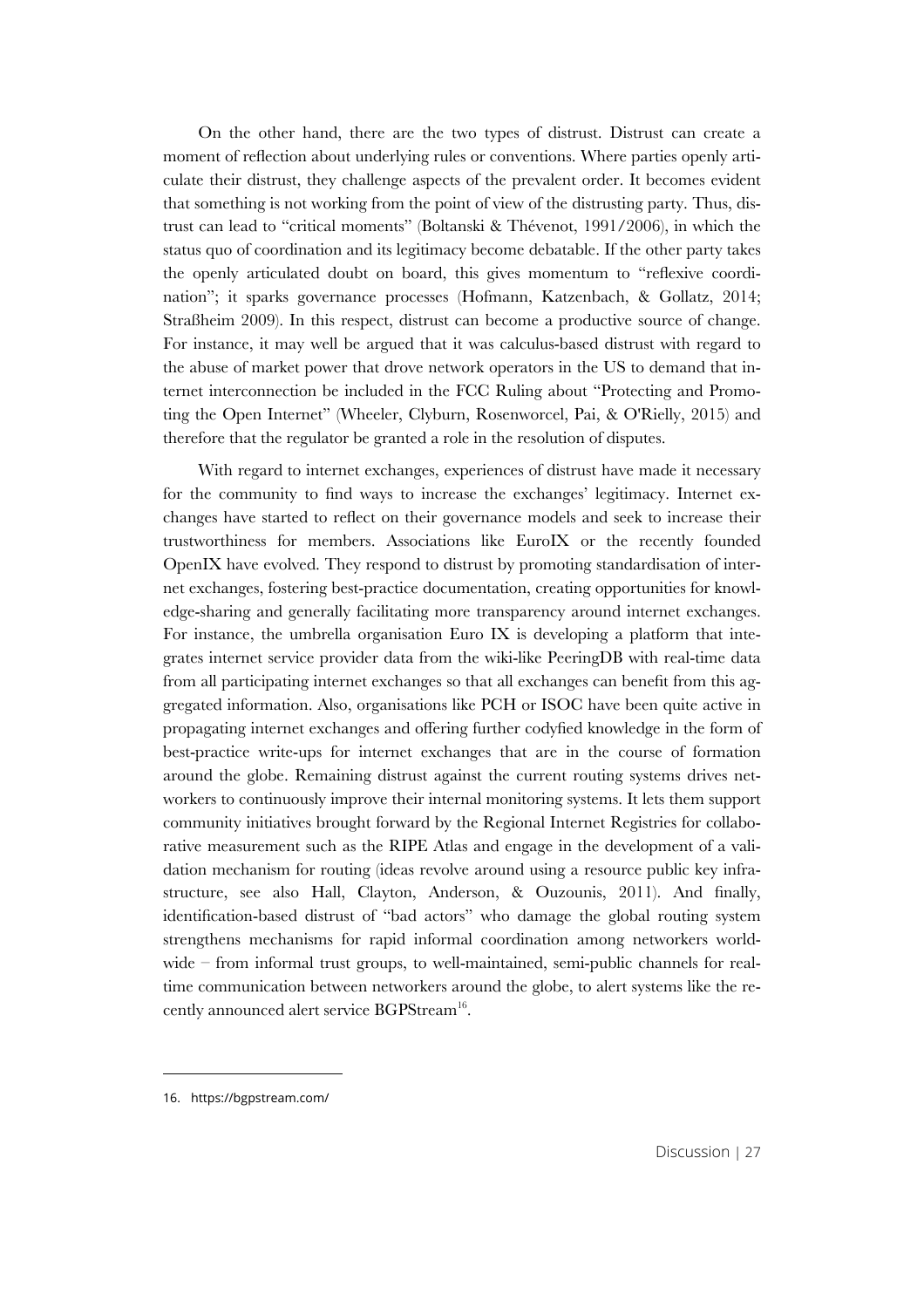On the other hand, there are the two types of distrust. Distrust can create a moment of reflection about underlying rules or conventions. Where parties openly articulate their distrust, they challenge aspects of the prevalent order. It becomes evident that something is not working from the point of view of the distrusting party. Thus, distrust can lead to "critical moments" (Boltanski & Thévenot, 1991/2006), in which the status quo of coordination and its legitimacy become debatable. If the other party takes the openly articulated doubt on board, this gives momentum to "reflexive coordination"; it sparks governance processes (Hofmann, Katzenbach, & Gollatz, 2014; Straßheim 2009). In this respect, distrust can become a productive source of change. For instance, it may well be argued that it was calculus-based distrust with regard to the abuse of market power that drove network operators in the US to demand that internet interconnection be included in the FCC Ruling about "Protecting and Promoting the Open Internet" (Wheeler, Clyburn, Rosenworcel, Pai, & O'Rielly, 2015) and therefore that the regulator be granted a role in the resolution of disputes.

With regard to internet exchanges, experiences of distrust have made it necessary for the community to find ways to increase the exchanges' legitimacy. Internet exchanges have started to reflect on their governance models and seek to increase their trustworthiness for members. Associations like EuroIX or the recently founded OpenIX have evolved. They respond to distrust by promoting standardisation of internet exchanges, fostering best-practice documentation, creating opportunities for knowledge-sharing and generally facilitating more transparency around internet exchanges. For instance, the umbrella organisation Euro IX is developing a platform that integrates internet service provider data from the wiki-like PeeringDB with real-time data from all participating internet exchanges so that all exchanges can benefit from this aggregated information. Also, organisations like PCH or ISOC have been quite active in propagating internet exchanges and offering further codyfied knowledge in the form of best-practice write-ups for internet exchanges that are in the course of formation around the globe. Remaining distrust against the current routing systems drives networkers to continuously improve their internal monitoring systems. It lets them support community initiatives brought forward by the Regional Internet Registries for collaborative measurement such as the RIPE Atlas and engage in the development of a validation mechanism for routing (ideas revolve around using a resource public key infrastructure, see also Hall, Clayton, Anderson, & Ouzounis, 2011). And finally, identification-based distrust of "bad actors" who damage the global routing system strengthens mechanisms for rapid informal coordination among networkers worldwide – from informal trust groups, to well-maintained, semi-public channels for real-time communication between networkers around the globe, to alert systems like the recently announced alert service BGPStream[16].

16. https://bgpstream.com/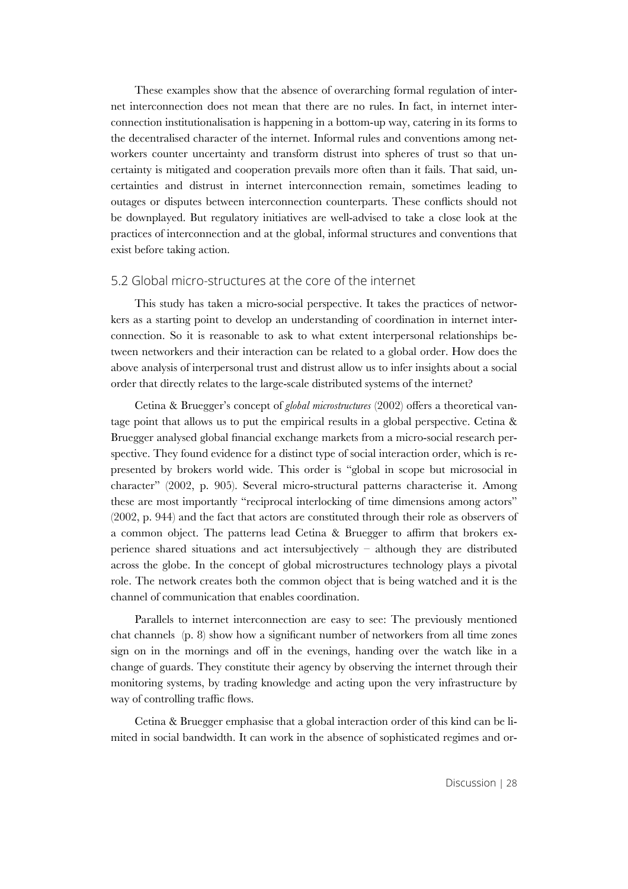These examples show that the absence of overarching formal regulation of internet interconnection does not mean that there are no rules. In fact, in internet interconnection institutionalisation is happening in a bottom-up way, catering in its forms to the decentralised character of the internet. Informal rules and conventions among networkers counter uncertainty and transform distrust into spheres of trust so that uncertainty is mitigated and cooperation prevails more often than it fails. That said, uncertainties and distrust in internet interconnection remain, sometimes leading to outages or disputes between interconnection counterparts. These conflicts should not be downplayed. But regulatory initiatives are well-advised to take a close look at the practices of interconnection and at the global, informal structures and conventions that exist before taking action.

## 5.2 Global micro-structures at the core of the internet

This study has taken a micro-social perspective. It takes the practices of networkers as a starting point to develop an understanding of coordination in internet interconnection. So it is reasonable to ask to what extent interpersonal relationships between networkers and their interaction can be related to a global order. How does the above analysis of interpersonal trust and distrust allow us to infer insights about a social order that directly relates to the large-scale distributed systems of the internet?

Cetina & Bruegger's concept of *global microstructures* (2002) offers a theoretical vantage point that allows us to put the empirical results in a global perspective. Cetina & Bruegger analysed global financial exchange markets from a micro-social research perspective. They found evidence for a distinct type of social interaction order, which is represented by brokers world wide. This order is "global in scope but microsocial in character" (2002, p. 905). Several micro-structural patterns characterise it. Among these are most importantly "reciprocal interlocking of time dimensions among actors" (2002, p. 944) and the fact that actors are constituted through their role as observers of a common object. The patterns lead Cetina & Bruegger to affirm that brokers experience shared situations and act intersubjectively – although they are distributed across the globe. In the concept of global microstructures technology plays a pivotal role. The network creates both the common object that is being watched and it is the channel of communication that enables coordination.

Parallels to internet interconnection are easy to see: The previously mentioned chat channels (p. 8) show how a significant number of networkers from all time zones sign on in the mornings and off in the evenings, handing over the watch like in a change of guards. They constitute their agency by observing the internet through their monitoring systems, by trading knowledge and acting upon the very infrastructure by way of controlling traffic flows.

Cetina & Bruegger emphasise that a global interaction order of this kind can be limited in social bandwidth. It can work in the absence of sophisticated regimes and or-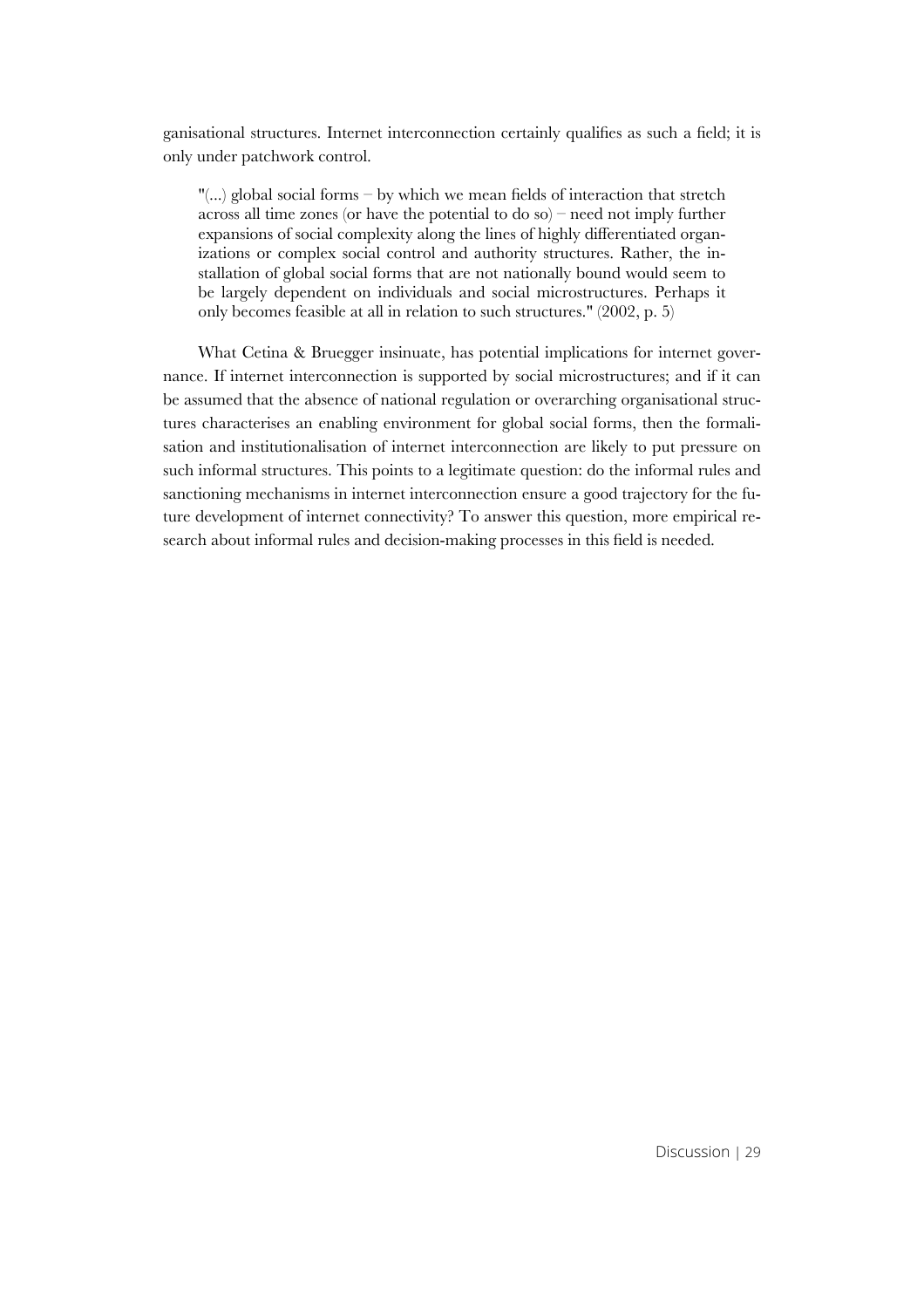ganisational structures. Internet interconnection certainly qualifies as such a field; it is only under patchwork control.

> "(...) global social forms – by which we mean fields of interaction that stretch across all time zones (or have the potential to do so) – need not imply further expansions of social complexity along the lines of highly differentiated organizations or complex social control and authority structures. Rather, the installation of global social forms that are not nationally bound would seem to be largely dependent on individuals and social microstructures. Perhaps it only becomes feasible at all in relation to such structures." (2002, p. 5)

What Cetina & Bruegger insinuate, has potential implications for internet governance. If internet interconnection is supported by social microstructures; and if it can be assumed that the absence of national regulation or overarching organisational structures characterises an enabling environment for global social forms, then the formalisation and institutionalisation of internet interconnection are likely to put pressure on such informal structures. This points to a legitimate question: do the informal rules and sanctioning mechanisms in internet interconnection ensure a good trajectory for the future development of internet connectivity? To answer this question, more empirical research about informal rules and decision-making processes in this field is needed.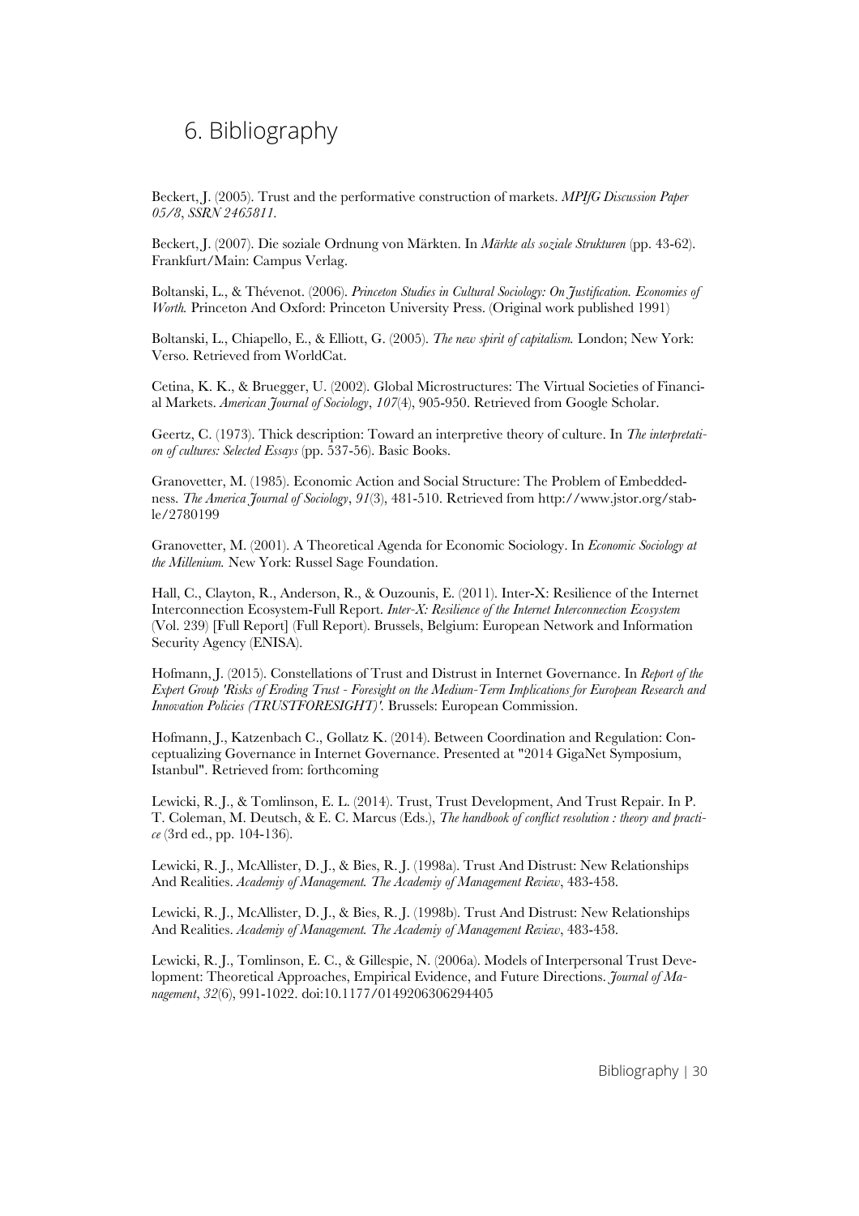# 6. Bibliography

Beckert, J. (2005). Trust and the performative construction of markets. *MPIfG Discussion Paper 05/8*, *SSRN 2465811.*

Beckert, J. (2007). Die soziale Ordnung von Märkten. In *Märkte als soziale Strukturen* (pp. 43-62). Frankfurt/Main: Campus Verlag.

Boltanski, L., & Thévenot. (2006). *Princeton Studies in Cultural Sociology: On Justification. Economies of Worth.* Princeton And Oxford: Princeton University Press. (Original work published 1991)

Boltanski, L., Chiapello, E., & Elliott, G. (2005). *The new spirit of capitalism.* London; New York: Verso. Retrieved from WorldCat.

Cetina, K. K., & Bruegger, U. (2002). Global Microstructures: The Virtual Societies of Financial Markets. *American Journal of Sociology*, *107*(4), 905-950. Retrieved from Google Scholar.

Geertz, C. (1973). Thick description: Toward an interpretive theory of culture. In *The interpretation of cultures: Selected Essays* (pp. 537-56). Basic Books.

Granovetter, M. (1985). Economic Action and Social Structure: The Problem of Embeddedness. *The America Journal of Sociology*, *91*(3), 481-510. Retrieved from http://www.jstor.org/stable/2780199

Granovetter, M. (2001). A Theoretical Agenda for Economic Sociology. In *Economic Sociology at the Millenium.* New York: Russel Sage Foundation.

Hall, C., Clayton, R., Anderson, R., & Ouzounis, E. (2011). Inter-X: Resilience of the Internet Interconnection Ecosystem-Full Report. *Inter-X: Resilience of the Internet Interconnection Ecosystem* (Vol. 239) [Full Report] (Full Report). Brussels, Belgium: European Network and Information Security Agency (ENISA).

Hofmann, J. (2015). Constellations of Trust and Distrust in Internet Governance. In *Report of the Expert Group 'Risks of Eroding Trust - Foresight on the Medium-Term Implications for European Research and Innovation Policies (TRUSTFORESIGHT)'.* Brussels: European Commission.

Hofmann, J., Katzenbach C., Gollatz K. (2014). Between Coordination and Regulation: Conceptualizing Governance in Internet Governance. Presented at "2014 GigaNet Symposium, Istanbul". Retrieved from: forthcoming

Lewicki, R. J., & Tomlinson, E. L. (2014). Trust, Trust Development, And Trust Repair. In P. T. Coleman, M. Deutsch, & E. C. Marcus (Eds.), *The handbook of conflict resolution : theory and practice* (3rd ed., pp. 104-136).

Lewicki, R. J., McAllister, D. J., & Bies, R. J. (1998a). Trust And Distrust: New Relationships And Realities. *Academiy of Management. The Academiy of Management Review*, 483-458.

Lewicki, R. J., McAllister, D. J., & Bies, R. J. (1998b). Trust And Distrust: New Relationships And Realities. *Academiy of Management. The Academiy of Management Review*, 483-458.

Lewicki, R. J., Tomlinson, E. C., & Gillespie, N. (2006a). Models of Interpersonal Trust Development: Theoretical Approaches, Empirical Evidence, and Future Directions. *Journal of Management*, *32*(6), 991-1022. doi:10.1177/0149206306294405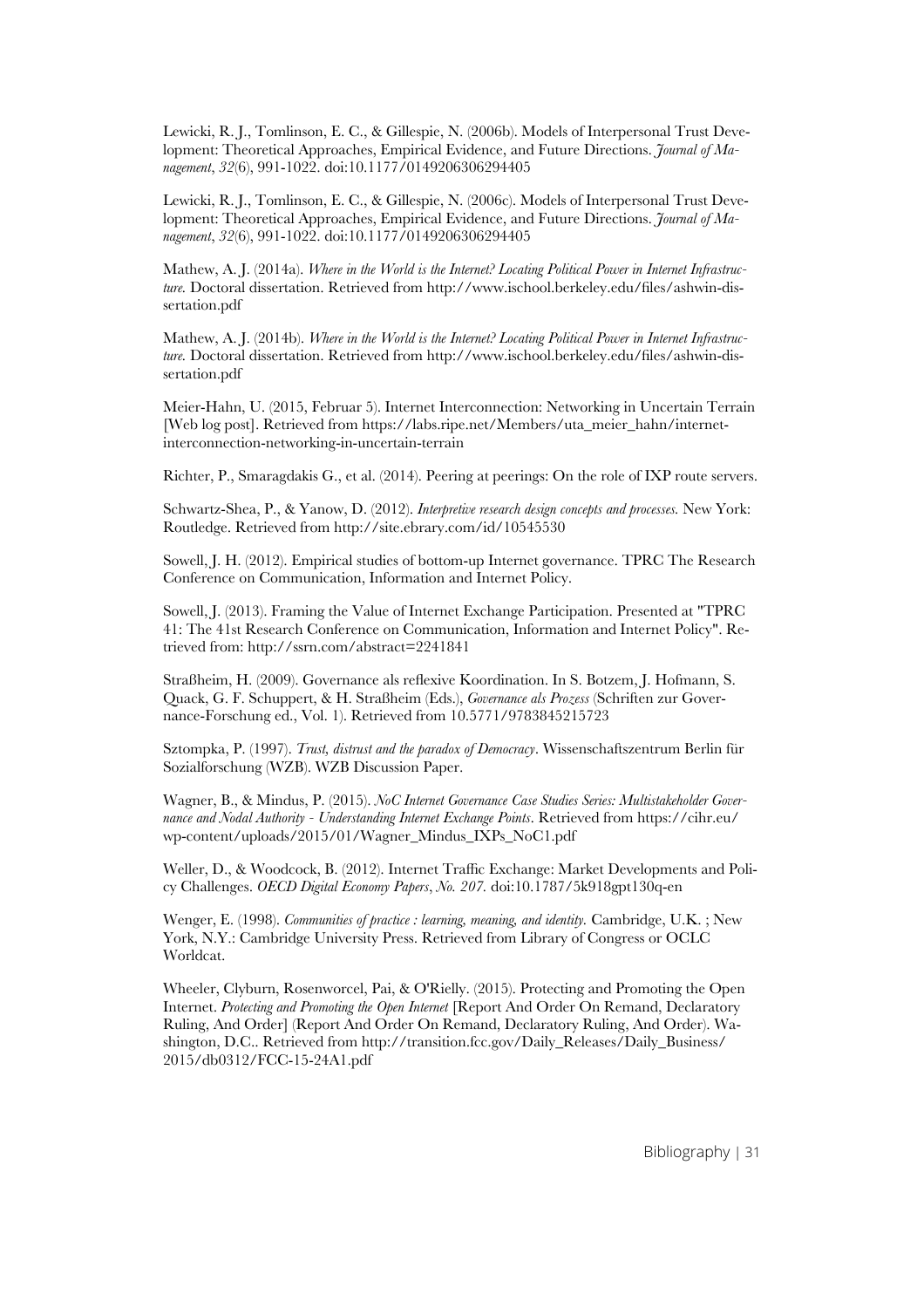Lewicki, R. J., Tomlinson, E. C., & Gillespie, N. (2006b). Models of Interpersonal Trust Development: Theoretical Approaches, Empirical Evidence, and Future Directions. *Journal of Management*, *32*(6), 991-1022. doi:10.1177/0149206306294405

Lewicki, R. J., Tomlinson, E. C., & Gillespie, N. (2006c). Models of Interpersonal Trust Development: Theoretical Approaches, Empirical Evidence, and Future Directions. *Journal of Management*, *32*(6), 991-1022. doi:10.1177/0149206306294405

Mathew, A. J. (2014a). *Where in the World is the Internet? Locating Political Power in Internet Infrastructure.* Doctoral dissertation. Retrieved from http://www.ischool.berkeley.edu/files/ashwin-dissertation.pdf

Mathew, A. J. (2014b). *Where in the World is the Internet? Locating Political Power in Internet Infrastructure.* Doctoral dissertation. Retrieved from http://www.ischool.berkeley.edu/files/ashwin-dissertation.pdf

Meier-Hahn, U. (2015, Februar 5). Internet Interconnection: Networking in Uncertain Terrain [Web log post]. Retrieved from https://labs.ripe.net/Members/uta_meier_hahn/internet-interconnection-networking-in-uncertain-terrain

Richter, P., Smaragdakis G., et al. (2014). Peering at peerings: On the role of IXP route servers.

Schwartz-Shea, P., & Yanow, D. (2012). *Interpretive research design concepts and processes.* New York: Routledge. Retrieved from http://site.ebrary.com/id/10545530

Sowell, J. H. (2012). Empirical studies of bottom-up Internet governance. TPRC The Research Conference on Communication, Information and Internet Policy.

Sowell, J. (2013). Framing the Value of Internet Exchange Participation. Presented at "TPRC 41: The 41st Research Conference on Communication, Information and Internet Policy". Retrieved from: http://ssrn.com/abstract=2241841

Straßheim, H. (2009). Governance als reflexive Koordination. In S. Botzem, J. Hofmann, S. Quack, G. F. Schuppert, & H. Straßheim (Eds.), *Governance als Prozess* (Schriften zur Governance-Forschung ed., Vol. 1). Retrieved from 10.5771/9783845215723

Sztompka, P. (1997). *Trust, distrust and the paradox of Democracy*. Wissenschaftszentrum Berlin für Sozialforschung (WZB). WZB Discussion Paper.

Wagner, B., & Mindus, P. (2015). *NoC Internet Governance Case Studies Series: Multistakeholder Governance and Nodal Authority - Understanding Internet Exchange Points*. Retrieved from https://cihr.eu/wp-content/uploads/2015/01/Wagner_Mindus_IXPs_NoC1.pdf

Weller, D., & Woodcock, B. (2012). Internet Traffic Exchange: Market Developments and Policy Challenges. *OECD Digital Economy Papers*, *No. 207*. doi:10.1787/5k918gpt130q-en

Wenger, E. (1998). *Communities of practice : learning, meaning, and identity.* Cambridge, U.K. ; New York, N.Y.: Cambridge University Press. Retrieved from Library of Congress or OCLC Worldcat.

Wheeler, Clyburn, Rosenworcel, Pai, & O'Rielly. (2015). Protecting and Promoting the Open Internet. *Protecting and Promoting the Open Internet* [Report And Order On Remand, Declaratory Ruling, And Order] (Report And Order On Remand, Declaratory Ruling, And Order). Washington, D.C.. Retrieved from http://transition.fcc.gov/Daily_Releases/Daily_Business/2015/db0312/FCC-15-24A1.pdf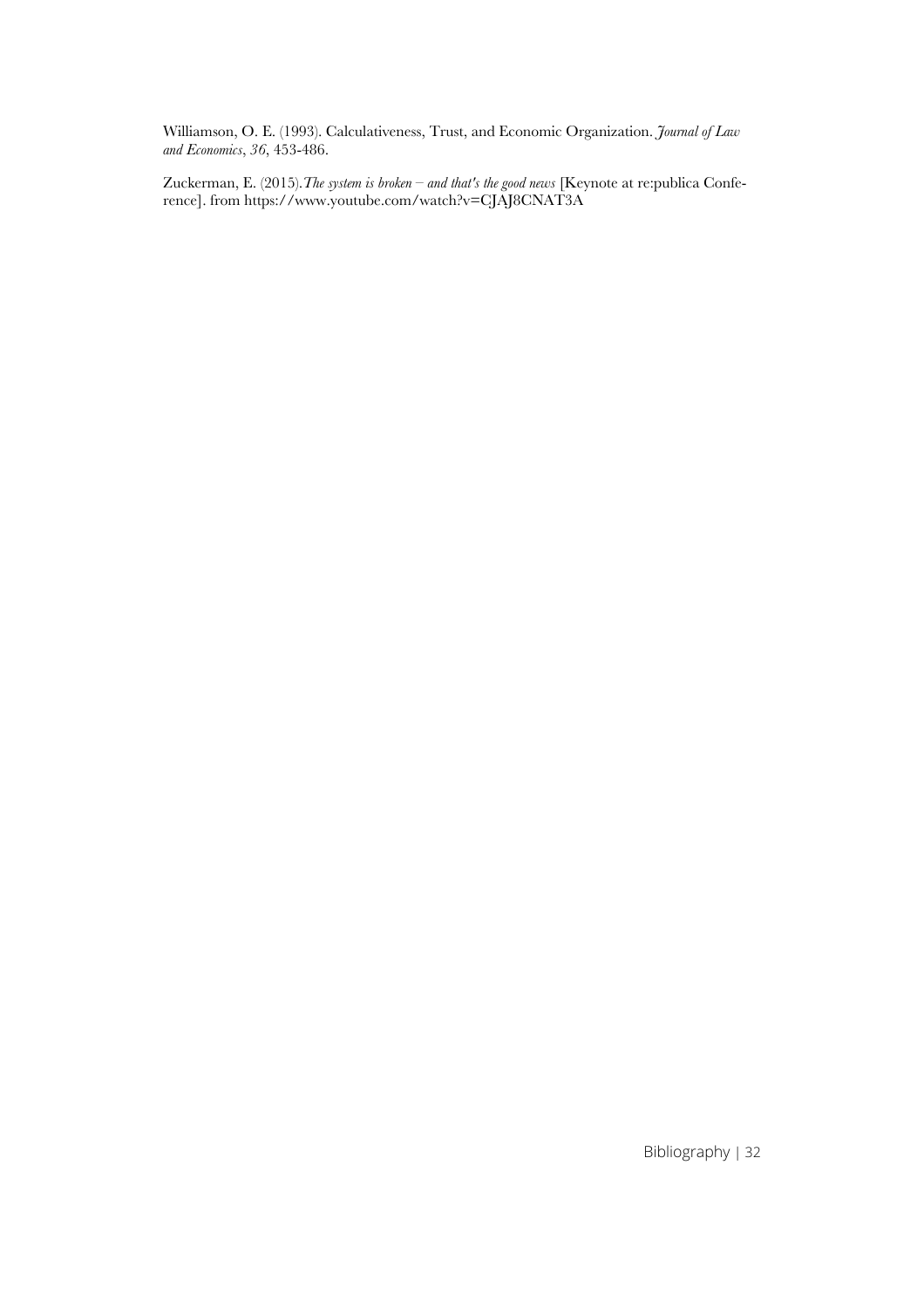Williamson, O. E. (1993). Calculativeness, Trust, and Economic Organization. *Journal of Law and Economics*, *36*, 453-486.

Zuckerman, E. (2015). *The system is broken – and that's the good news* [Keynote at re:publica Conference]. from https://www.youtube.com/watch?v=CJAJ8CNAT3A